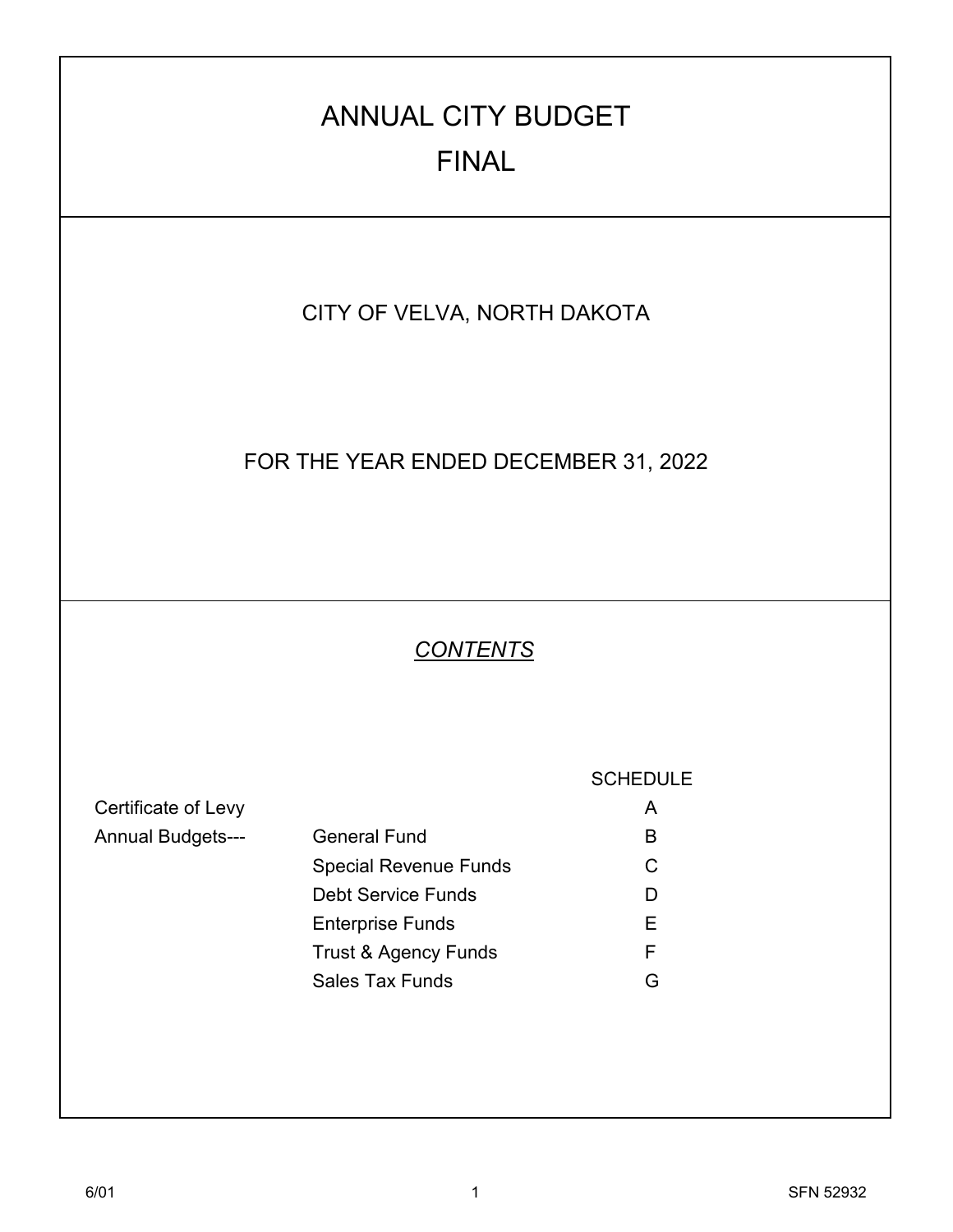# ANNUAL CITY BUDGET
# FINAL

## CITY OF VELVA, NORTH DAKOTA

## FOR THE YEAR ENDED DECEMBER 31, 2022

### *CONTENTS*

| | | SCHEDULE |
|---|---|---|
| Certificate of Levy | | A |
| Annual Budgets--- | General Fund | B |
| | Special Revenue Funds | C |
| | Debt Service Funds | D |
| | Enterprise Funds | E |
| | Trust & Agency Funds | F |
| | Sales Tax Funds | G |

6/01 SFN 52932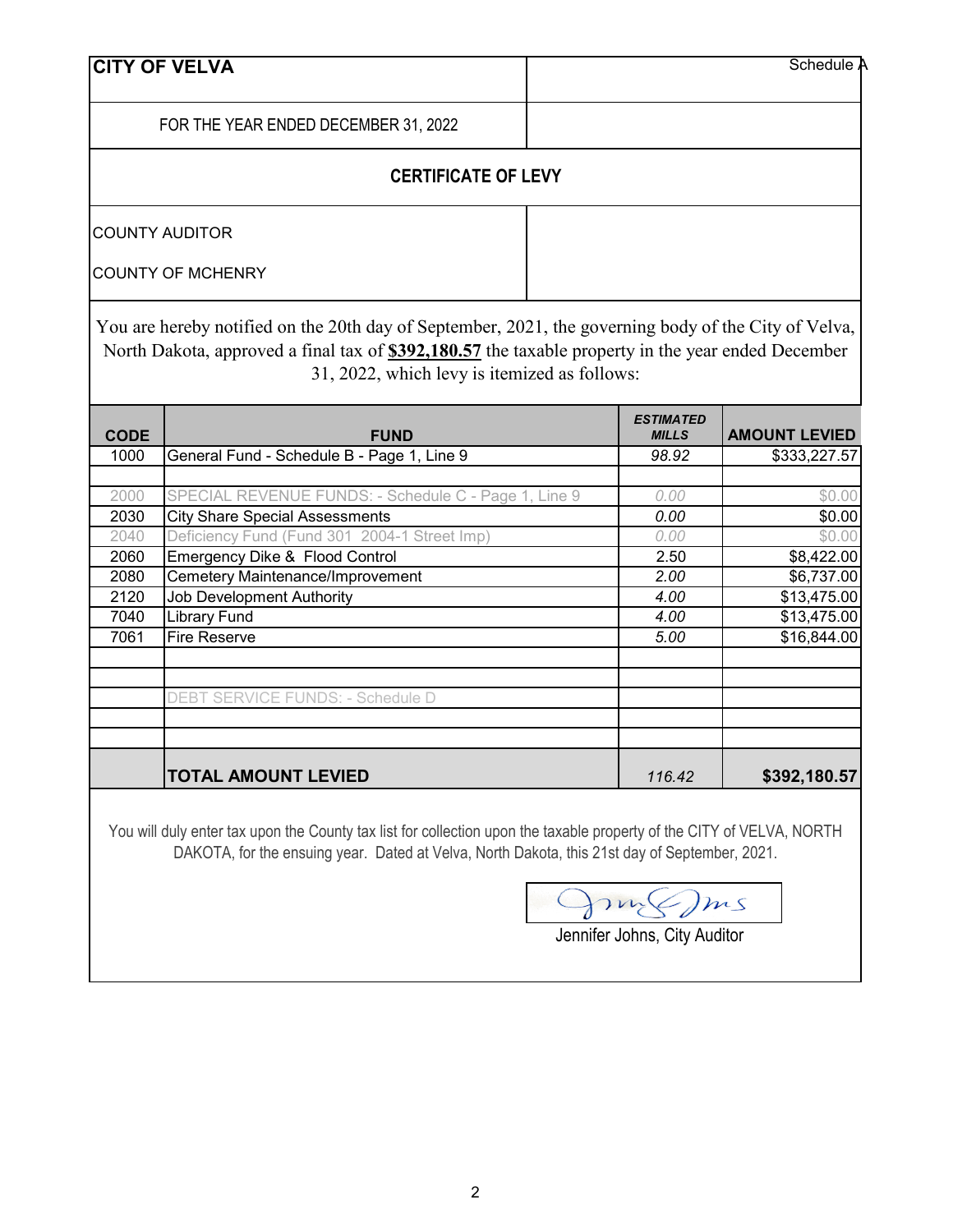**CITY OF VELVA** Schedule A

FOR THE YEAR ENDED DECEMBER 31, 2022

## CERTIFICATE OF LEVY

COUNTY AUDITOR

COUNTY OF MCHENRY

You are hereby notified on the 20th day of September, 2021, the governing body of the City of Velva, North Dakota, approved a final tax of **$392,180.57** the taxable property in the year ended December 31, 2022, which levy is itemized as follows:

| CODE | FUND | ESTIMATED MILLS | AMOUNT LEVIED |
|---|---|---|---|
| 1000 | General Fund - Schedule B - Page 1, Line 9 | 98.92 | $333,227.57 |
| | | | |
| 2000 | SPECIAL REVENUE FUNDS: - Schedule C - Page 1, Line 9 | 0.00 | $0.00 |
| 2030 | City Share Special Assessments | 0.00 | $0.00 |
| 2040 | Deficiency Fund (Fund 301 2004-1 Street Imp) | 0.00 | $0.00 |
| 2060 | Emergency Dike & Flood Control | 2.50 | $8,422.00 |
| 2080 | Cemetery Maintenance/Improvement | 2.00 | $6,737.00 |
| 2120 | Job Development Authority | 4.00 | $13,475.00 |
| 7040 | Library Fund | 4.00 | $13,475.00 |
| 7061 | Fire Reserve | 5.00 | $16,844.00 |
| | | | |
| | | | |
| | DEBT SERVICE FUNDS: - Schedule D | | |
| | | | |
| | | | |
| | **TOTAL AMOUNT LEVIED** | 116.42 | **$392,180.57** |

You will duly enter tax upon the County tax list for collection upon the taxable property of the CITY of VELVA, NORTH DAKOTA, for the ensuing year. Dated at Velva, North Dakota, this 21st day of September, 2021.

Jennifer Johns, City Auditor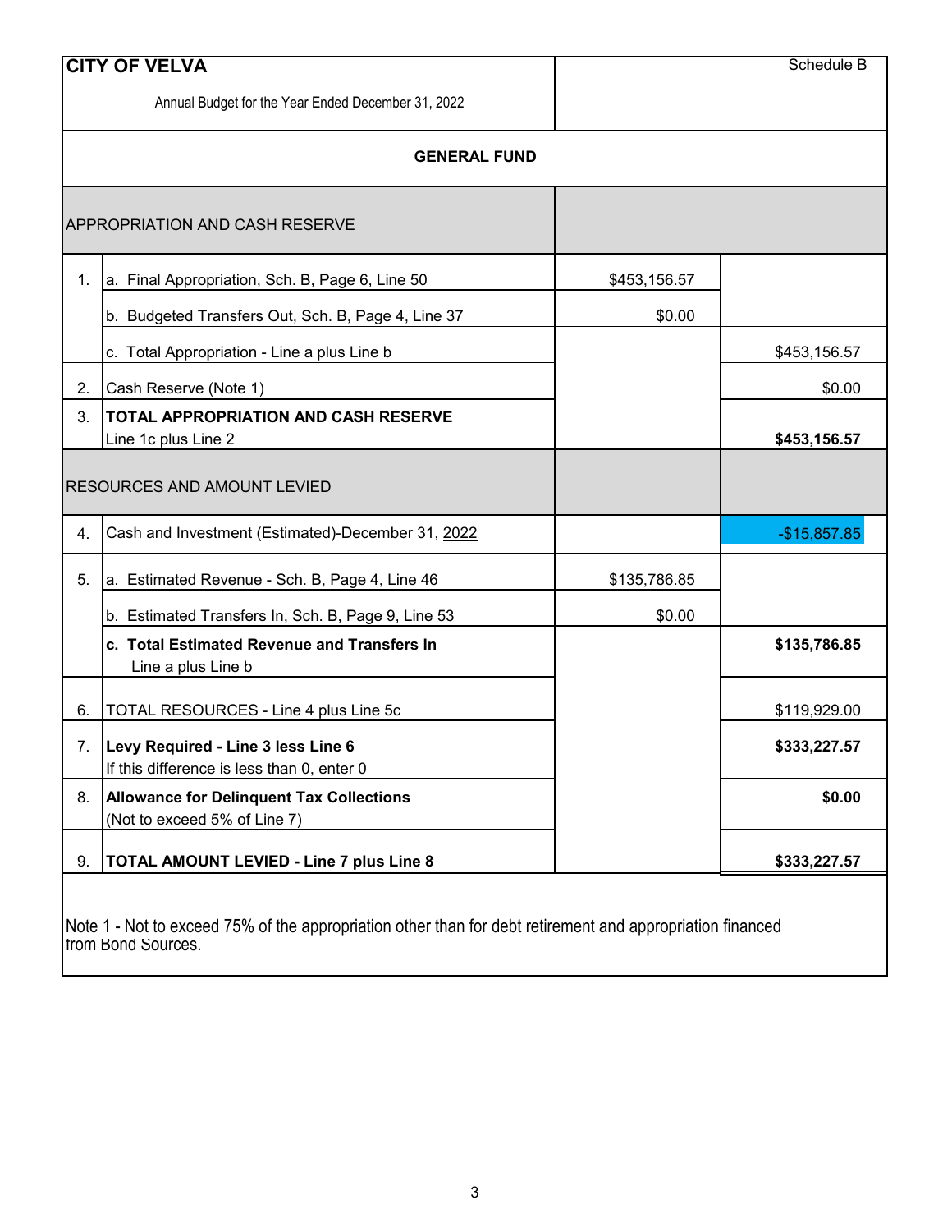# CITY OF VELVA

Schedule B

Annual Budget for the Year Ended December 31, 2022

## GENERAL FUND

| | | | |
|---|---|---|---|
| | **APPROPRIATION AND CASH RESERVE** | | |
| 1. | a. Final Appropriation, Sch. B, Page 6, Line 50 | $453,156.57 | |
| | b. Budgeted Transfers Out, Sch. B, Page 4, Line 37 | $0.00 | |
| | c. Total Appropriation - Line a plus Line b | | $453,156.57 |
| 2. | Cash Reserve (Note 1) | | $0.00 |
| 3. | **TOTAL APPROPRIATION AND CASH RESERVE** Line 1c plus Line 2 | | **$453,156.57** |
| | **RESOURCES AND AMOUNT LEVIED** | | |
| 4. | Cash and Investment (Estimated)-December 31, 2022 | | -$15,857.85 |
| 5. | a. Estimated Revenue - Sch. B, Page 4, Line 46 | $135,786.85 | |
| | b. Estimated Transfers In, Sch. B, Page 9, Line 53 | $0.00 | |
| | **c. Total Estimated Revenue and Transfers In** Line a plus Line b | | **$135,786.85** |
| 6. | TOTAL RESOURCES - Line 4 plus Line 5c | | $119,929.00 |
| 7. | **Levy Required - Line 3 less Line 6** If this difference is less than 0, enter 0 | | **$333,227.57** |
| 8. | **Allowance for Delinquent Tax Collections** (Not to exceed 5% of Line 7) | | **$0.00** |
| 9. | **TOTAL AMOUNT LEVIED - Line 7 plus Line 8** | | **$333,227.57** |

Note 1 - Not to exceed 75% of the appropriation other than for debt retirement and appropriation financed from Bond Sources.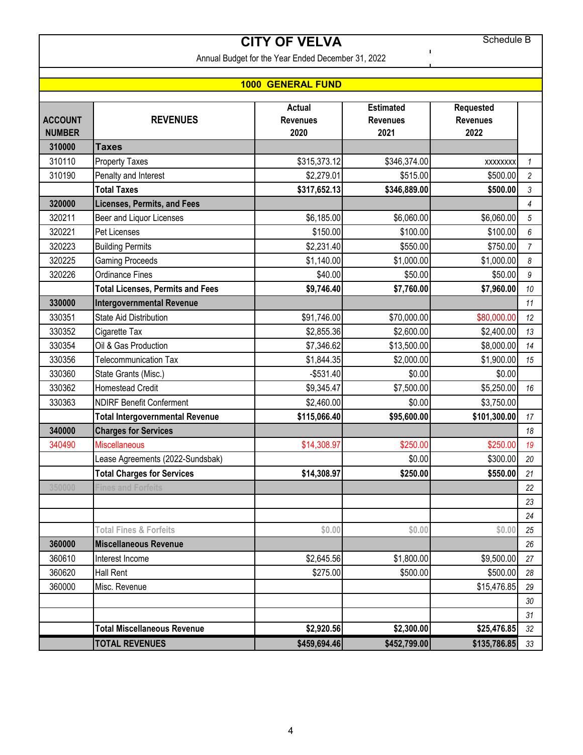# CITY OF VELVA

Schedule B

Annual Budget for the Year Ended December 31, 2022

## 1000 GENERAL FUND

| ACCOUNT NUMBER | REVENUES | Actual Revenues 2020 | Estimated Revenues 2021 | Requested Revenues 2022 | |
|---|---|---|---|---|---|
| **310000** | **Taxes** | | | | |
| 310110 | Property Taxes | $315,373.12 | $346,374.00 | xxxxxxxx | 1 |
| 310190 | Penalty and Interest | $2,279.01 | $515.00 | $500.00 | 2 |
| | **Total Taxes** | **$317,652.13** | **$346,889.00** | **$500.00** | 3 |
| **320000** | **Licenses, Permits, and Fees** | | | | 4 |
| 320211 | Beer and Liquor Licenses | $6,185.00 | $6,060.00 | $6,060.00 | 5 |
| 320221 | Pet Licenses | $150.00 | $100.00 | $100.00 | 6 |
| 320223 | Building Permits | $2,231.40 | $550.00 | $750.00 | 7 |
| 320225 | Gaming Proceeds | $1,140.00 | $1,000.00 | $1,000.00 | 8 |
| 320226 | Ordinance Fines | $40.00 | $50.00 | $50.00 | 9 |
| | **Total Licenses, Permits and Fees** | **$9,746.40** | **$7,760.00** | **$7,960.00** | 10 |
| **330000** | **Intergovernmental Revenue** | | | | 11 |
| 330351 | State Aid Distribution | $91,746.00 | $70,000.00 | $80,000.00 | 12 |
| 330352 | Cigarette Tax | $2,855.36 | $2,600.00 | $2,400.00 | 13 |
| 330354 | Oil & Gas Production | $7,346.62 | $13,500.00 | $8,000.00 | 14 |
| 330356 | Telecommunication Tax | $1,844.35 | $2,000.00 | $1,900.00 | 15 |
| 330360 | State Grants (Misc.) | -$531.40 | $0.00 | $0.00 | |
| 330362 | Homestead Credit | $9,345.47 | $7,500.00 | $5,250.00 | 16 |
| 330363 | NDIRF Benefit Conferment | $2,460.00 | $0.00 | $3,750.00 | |
| | **Total Intergovernmental Revenue** | **$115,066.40** | **$95,600.00** | **$101,300.00** | 17 |
| **340000** | **Charges for Services** | | | | 18 |
| 340490 | Miscellaneous | $14,308.97 | $250.00 | $250.00 | 19 |
| | Lease Agreements (2022-Sundsbak) | | $0.00 | $300.00 | 20 |
| | **Total Charges for Services** | **$14,308.97** | **$250.00** | **$550.00** | 21 |
| **350000** | **Fines and Forfeits** | | | | 22 |
| | | | | | 23 |
| | | | | | 24 |
| | **Total Fines & Forfeits** | **$0.00** | **$0.00** | **$0.00** | 25 |
| **360000** | **Miscellaneous Revenue** | | | | 26 |
| 360610 | Interest Income | $2,645.56 | $1,800.00 | $9,500.00 | 27 |
| 360620 | Hall Rent | $275.00 | $500.00 | $500.00 | 28 |
| 360000 | Misc. Revenue | | | $15,476.85 | 29 |
| | | | | | 30 |
| | | | | | 31 |
| | **Total Miscellaneous Revenue** | **$2,920.56** | **$2,300.00** | **$25,476.85** | 32 |
| | **TOTAL REVENUES** | **$459,694.46** | **$452,799.00** | **$135,786.85** | 33 |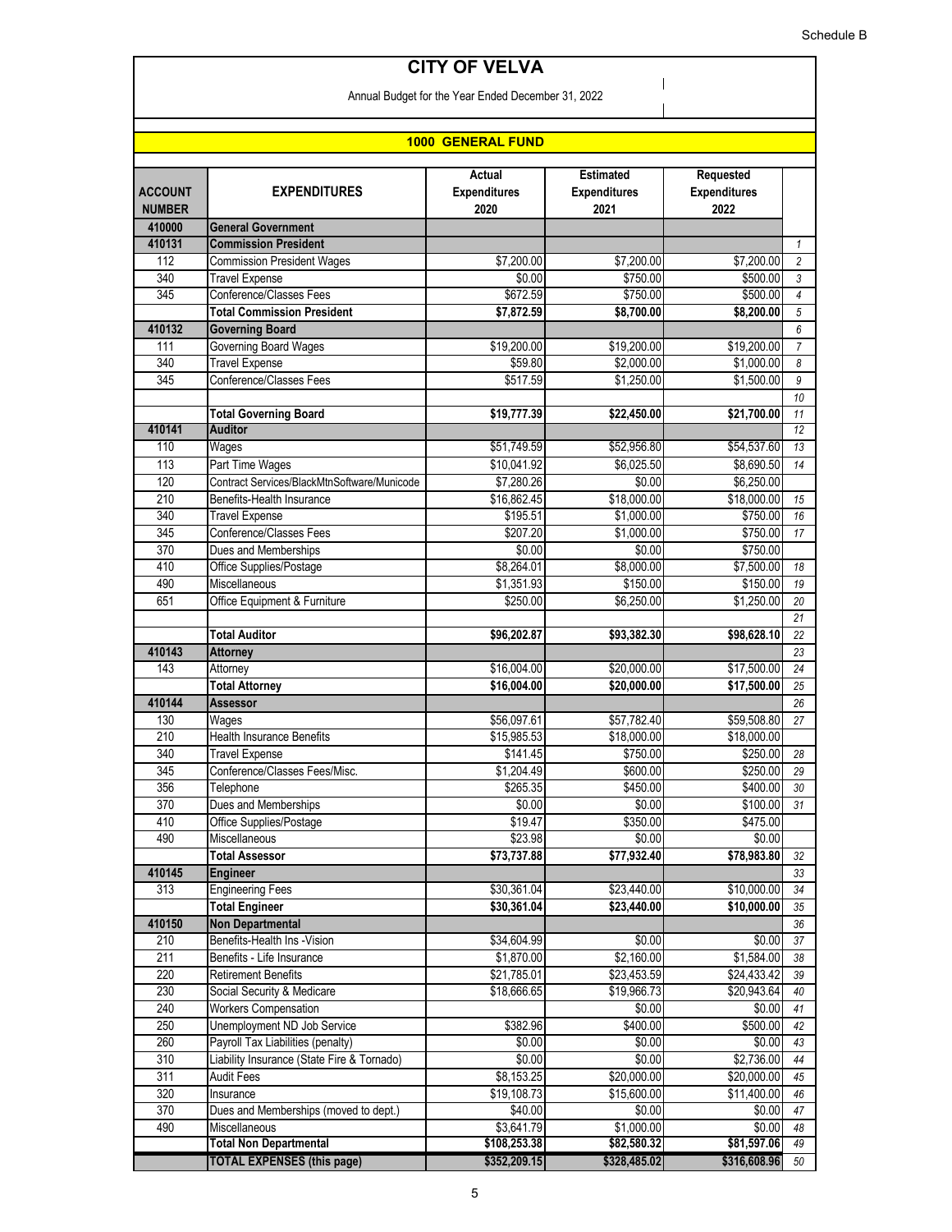Schedule B

# CITY OF VELVA

Annual Budget for the Year Ended December 31, 2022

## 1000 GENERAL FUND

| ACCOUNT NUMBER | EXPENDITURES | Actual Expenditures 2020 | Estimated Expenditures 2021 | Requested Expenditures 2022 | |
|---|---|---|---|---|---|
| **410000** | **General Government** | | | | |
| **410131** | **Commission President** | | | | *1* |
| 112 | Commission President Wages | $7,200.00 | $7,200.00 | $7,200.00 | *2* |
| 340 | Travel Expense | $0.00 | $750.00 | $500.00 | *3* |
| 345 | Conference/Classes Fees | $672.59 | $750.00 | $500.00 | *4* |
| | **Total Commission President** | **$7,872.59** | **$8,700.00** | **$8,200.00** | *5* |
| **410132** | **Governing Board** | | | | *6* |
| 111 | Governing Board Wages | $19,200.00 | $19,200.00 | $19,200.00 | *7* |
| 340 | Travel Expense | $59.80 | $2,000.00 | $1,000.00 | *8* |
| 345 | Conference/Classes Fees | $517.59 | $1,250.00 | $1,500.00 | *9* |
| | | | | | *10* |
| | **Total Governing Board** | **$19,777.39** | **$22,450.00** | **$21,700.00** | *11* |
| **410141** | **Auditor** | | | | *12* |
| 110 | Wages | $51,749.59 | $52,956.80 | $54,537.60 | *13* |
| 113 | Part Time Wages | $10,041.92 | $6,025.50 | $8,690.50 | *14* |
| 120 | Contract Services/BlackMtnSoftware/Municode | $7,280.26 | $0.00 | $6,250.00 | |
| 210 | Benefits-Health Insurance | $16,862.45 | $18,000.00 | $18,000.00 | *15* |
| 340 | Travel Expense | $195.51 | $1,000.00 | $750.00 | *16* |
| 345 | Conference/Classes Fees | $207.20 | $1,000.00 | $750.00 | *17* |
| 370 | Dues and Memberships | $0.00 | $0.00 | $750.00 | |
| 410 | Office Supplies/Postage | $8,264.01 | $8,000.00 | $7,500.00 | *18* |
| 490 | Miscellaneous | $1,351.93 | $150.00 | $150.00 | *19* |
| 651 | Office Equipment & Furniture | $250.00 | $6,250.00 | $1,250.00 | *20* |
| | | | | | *21* |
| | **Total Auditor** | **$96,202.87** | **$93,382.30** | **$98,628.10** | *22* |
| **410143** | **Attorney** | | | | *23* |
| 143 | Attorney | $16,004.00 | $20,000.00 | $17,500.00 | *24* |
| | **Total Attorney** | **$16,004.00** | **$20,000.00** | **$17,500.00** | *25* |
| **410144** | **Assessor** | | | | *26* |
| 130 | Wages | $56,097.61 | $57,782.40 | $59,508.80 | *27* |
| 210 | Health Insurance Benefits | $15,985.53 | $18,000.00 | $18,000.00 | |
| 340 | Travel Expense | $141.45 | $750.00 | $250.00 | *28* |
| 345 | Conference/Classes Fees/Misc. | $1,204.49 | $600.00 | $250.00 | *29* |
| 356 | Telephone | $265.35 | $450.00 | $400.00 | *30* |
| 370 | Dues and Memberships | $0.00 | $0.00 | $100.00 | *31* |
| 410 | Office Supplies/Postage | $19.47 | $350.00 | $475.00 | |
| 490 | Miscellaneous | $23.98 | $0.00 | $0.00 | |
| | **Total Assessor** | **$73,737.88** | **$77,932.40** | **$78,983.80** | *32* |
| **410145** | **Engineer** | | | | *33* |
| 313 | Engineering Fees | $30,361.04 | $23,440.00 | $10,000.00 | *34* |
| | **Total Engineer** | **$30,361.04** | **$23,440.00** | **$10,000.00** | *35* |
| **410150** | **Non Departmental** | | | | *36* |
| 210 | Benefits-Health Ins -Vision | $34,604.99 | $0.00 | $0.00 | *37* |
| 211 | Benefits - Life Insurance | $1,870.00 | $2,160.00 | $1,584.00 | *38* |
| 220 | Retirement Benefits | $21,785.01 | $23,453.59 | $24,433.42 | *39* |
| 230 | Social Security & Medicare | $18,666.65 | $19,966.73 | $20,943.64 | *40* |
| 240 | Workers Compensation | | $0.00 | $0.00 | *41* |
| 250 | Unemployment ND Job Service | $382.96 | $400.00 | $500.00 | *42* |
| 260 | Payroll Tax Liabilities (penalty) | $0.00 | $0.00 | $0.00 | *43* |
| 310 | Liability Insurance (State Fire & Tornado) | $0.00 | $0.00 | $2,736.00 | *44* |
| 311 | Audit Fees | $8,153.25 | $20,000.00 | $20,000.00 | *45* |
| 320 | Insurance | $19,108.73 | $15,600.00 | $11,400.00 | *46* |
| 370 | Dues and Memberships (moved to dept.) | $40.00 | $0.00 | $0.00 | *47* |
| 490 | Miscellaneous | $3,641.79 | $1,000.00 | $0.00 | *48* |
| | **Total Non Departmental** | **$108,253.38** | **$82,580.32** | **$81,597.06** | *49* |
| | **TOTAL EXPENSES (this page)** | **$352,209.15** | **$328,485.02** | **$316,608.96** | *50* |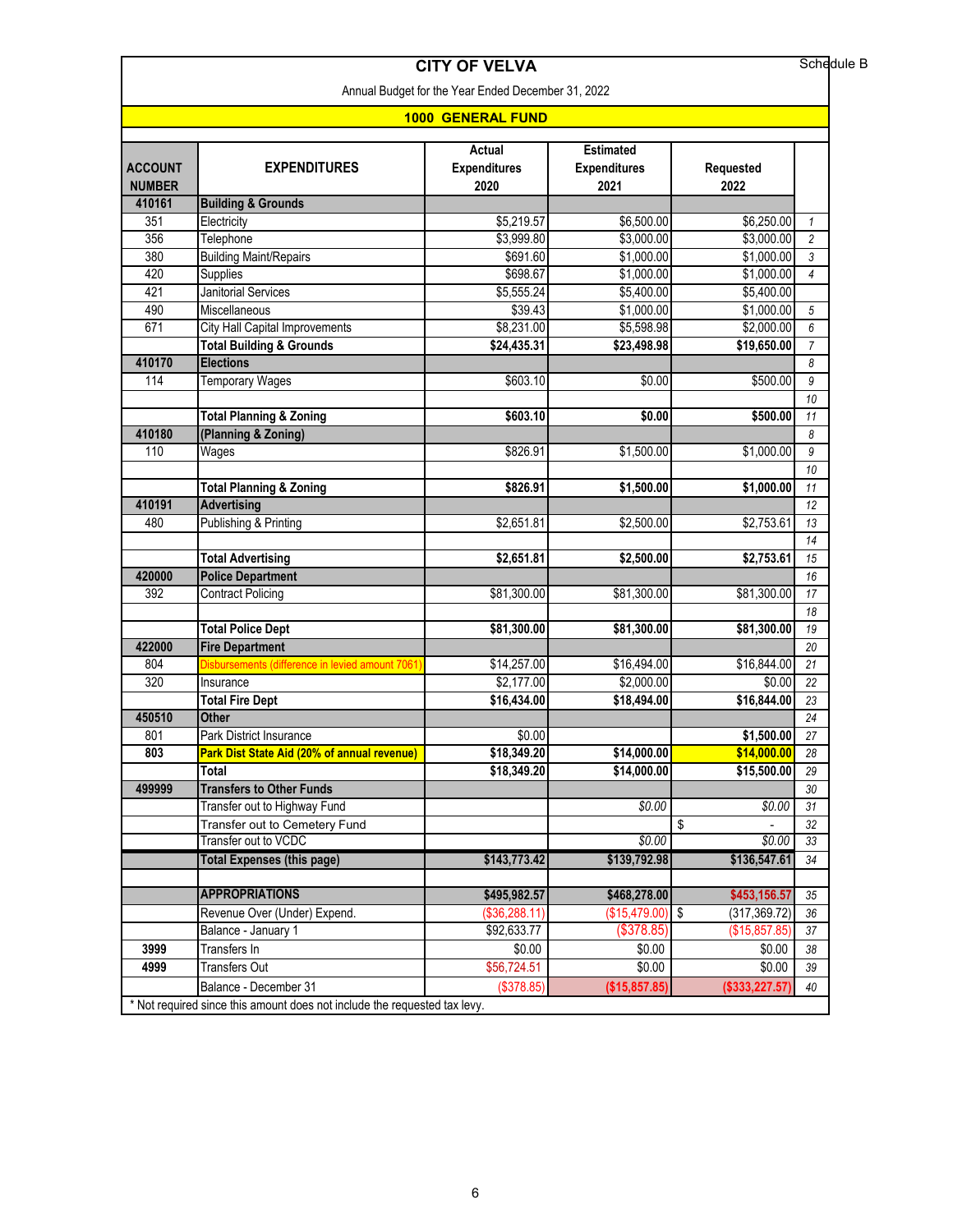Schedule B

# CITY OF VELVA

Annual Budget for the Year Ended December 31, 2022

## 1000 GENERAL FUND

| ACCOUNT NUMBER | EXPENDITURES | Actual Expenditures 2020 | Estimated Expenditures 2021 | Requested 2022 | |
|---|---|---|---|---|---|
| **410161** | **Building & Grounds** | | | | |
| 351 | Electricity | $5,219.57 | $6,500.00 | $6,250.00 | 1 |
| 356 | Telephone | $3,999.80 | $3,000.00 | $3,000.00 | 2 |
| 380 | Building Maint/Repairs | $691.60 | $1,000.00 | $1,000.00 | 3 |
| 420 | Supplies | $698.67 | $1,000.00 | $1,000.00 | 4 |
| 421 | Janitorial Services | $5,555.24 | $5,400.00 | $5,400.00 | |
| 490 | Miscellaneous | $39.43 | $1,000.00 | $1,000.00 | 5 |
| 671 | City Hall Capital Improvements | $8,231.00 | $5,598.98 | $2,000.00 | 6 |
| | **Total Building & Grounds** | **$24,435.31** | **$23,498.98** | **$19,650.00** | 7 |
| **410170** | **Elections** | | | | 8 |
| 114 | Temporary Wages | $603.10 | $0.00 | $500.00 | 9 |
| | | | | | 10 |
| | **Total Planning & Zoning** | **$603.10** | **$0.00** | **$500.00** | 11 |
| **410180** | **(Planning & Zoning)** | | | | 8 |
| 110 | Wages | $826.91 | $1,500.00 | $1,000.00 | 9 |
| | | | | | 10 |
| | **Total Planning & Zoning** | **$826.91** | **$1,500.00** | **$1,000.00** | 11 |
| **410191** | **Advertising** | | | | 12 |
| 480 | Publishing & Printing | $2,651.81 | $2,500.00 | $2,753.61 | 13 |
| | | | | | 14 |
| | **Total Advertising** | **$2,651.81** | **$2,500.00** | **$2,753.61** | 15 |
| **420000** | **Police Department** | | | | 16 |
| 392 | Contract Policing | $81,300.00 | $81,300.00 | $81,300.00 | 17 |
| | | | | | 18 |
| | **Total Police Dept** | **$81,300.00** | **$81,300.00** | **$81,300.00** | 19 |
| **422000** | **Fire Department** | | | | 20 |
| 804 | Disbursements (difference in levied amount 7061) | $14,257.00 | $16,494.00 | $16,844.00 | 21 |
| 320 | Insurance | $2,177.00 | $2,000.00 | $0.00 | 22 |
| | **Total Fire Dept** | **$16,434.00** | **$18,494.00** | **$16,844.00** | 23 |
| **450510** | **Other** | | | | 24 |
| 801 | Park District Insurance | $0.00 | | **$1,500.00** | 27 |
| **803** | **Park Dist State Aid (20% of annual revenue)** | **$18,349.20** | **$14,000.00** | **$14,000.00** | 28 |
| | **Total** | **$18,349.20** | **$14,000.00** | **$15,500.00** | 29 |
| **499999** | **Transfers to Other Funds** | | | | 30 |
| | Transfer out to Highway Fund | | *$0.00* | *$0.00* | 31 |
| | Transfer out to Cemetery Fund | | | $ - | 32 |
| | Transfer out to VCDC | | *$0.00* | *$0.00* | 33 |
| | **Total Expenses (this page)** | **$143,773.42** | **$139,792.98** | **$136,547.61** | 34 |
| | | | | | |
| | **APPROPRIATIONS** | **$495,982.57** | **$468,278.00** | **$453,156.57** | 35 |
| | Revenue Over (Under) Expend. | ($36,288.11) | ($15,479.00) | $ (317,369.72) | 36 |
| | Balance - January 1 | $92,633.77 | ($378.85) | ($15,857.85) | 37 |
| **3999** | Transfers In | $0.00 | $0.00 | $0.00 | 38 |
| **4999** | Transfers Out | $56,724.51 | $0.00 | $0.00 | 39 |
| | Balance - December 31 | ($378.85) | **($15,857.85)** | **($333,227.57)** | 40 |

\* Not required since this amount does not include the requested tax levy.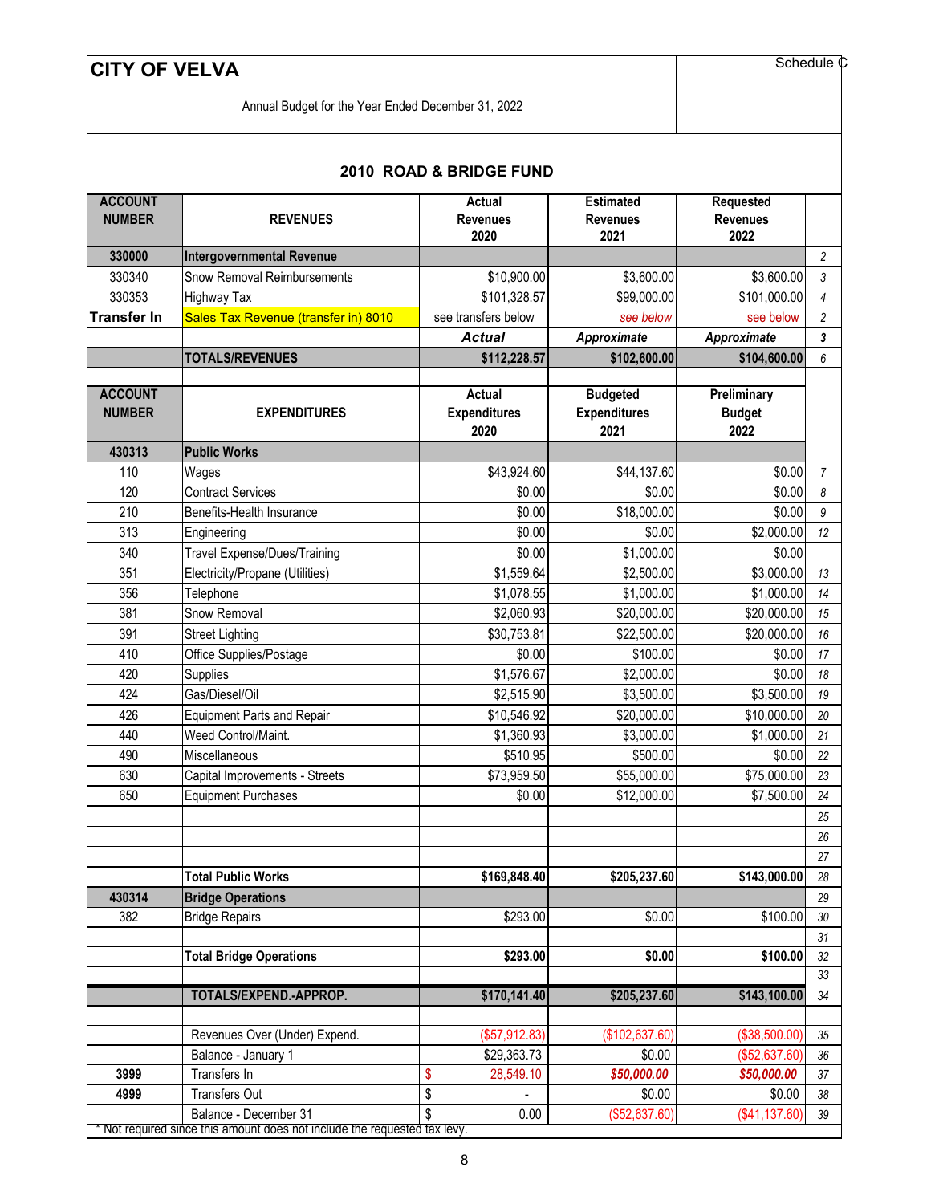# CITY OF VELVA

Schedule C

Annual Budget for the Year Ended December 31, 2022

## 2010 ROAD & BRIDGE FUND

| ACCOUNT NUMBER | REVENUES | Actual Revenues 2020 | Estimated Revenues 2021 | Requested Revenues 2022 | |
|---|---|---|---|---|---|
| **330000** | **Intergovernmental Revenue** | | | | 2 |
| 330340 | Snow Removal Reimbursements | $10,900.00 | $3,600.00 | $3,600.00 | 3 |
| 330353 | Highway Tax | $101,328.57 | $99,000.00 | $101,000.00 | 4 |
| **Transfer In** | Sales Tax Revenue (transfer in) 8010 | see transfers below | see below | see below | 2 |
| | | ***Actual*** | ***Approximate*** | ***Approximate*** | 3 |
| | **TOTALS/REVENUES** | **$112,228.57** | **$102,600.00** | **$104,600.00** | 6 |

| ACCOUNT NUMBER | EXPENDITURES | Actual Expenditures 2020 | Budgeted Expenditures 2021 | Preliminary Budget 2022 | |
|---|---|---|---|---|---|
| **430313** | **Public Works** | | | | |
| 110 | Wages | $43,924.60 | $44,137.60 | $0.00 | 7 |
| 120 | Contract Services | $0.00 | $0.00 | $0.00 | 8 |
| 210 | Benefits-Health Insurance | $0.00 | $18,000.00 | $0.00 | 9 |
| 313 | Engineering | $0.00 | $0.00 | $2,000.00 | 12 |
| 340 | Travel Expense/Dues/Training | $0.00 | $1,000.00 | $0.00 | |
| 351 | Electricity/Propane (Utilities) | $1,559.64 | $2,500.00 | $3,000.00 | 13 |
| 356 | Telephone | $1,078.55 | $1,000.00 | $1,000.00 | 14 |
| 381 | Snow Removal | $2,060.93 | $20,000.00 | $20,000.00 | 15 |
| 391 | Street Lighting | $30,753.81 | $22,500.00 | $20,000.00 | 16 |
| 410 | Office Supplies/Postage | $0.00 | $100.00 | $0.00 | 17 |
| 420 | Supplies | $1,576.67 | $2,000.00 | $0.00 | 18 |
| 424 | Gas/Diesel/Oil | $2,515.90 | $3,500.00 | $3,500.00 | 19 |
| 426 | Equipment Parts and Repair | $10,546.92 | $20,000.00 | $10,000.00 | 20 |
| 440 | Weed Control/Maint. | $1,360.93 | $3,000.00 | $1,000.00 | 21 |
| 490 | Miscellaneous | $510.95 | $500.00 | $0.00 | 22 |
| 630 | Capital Improvements - Streets | $73,959.50 | $55,000.00 | $75,000.00 | 23 |
| 650 | Equipment Purchases | $0.00 | $12,000.00 | $7,500.00 | 24 |
| | | | | | 25 |
| | | | | | 26 |
| | | | | | 27 |
| | **Total Public Works** | **$169,848.40** | **$205,237.60** | **$143,000.00** | 28 |
| **430314** | **Bridge Operations** | | | | 29 |
| 382 | Bridge Repairs | $293.00 | $0.00 | $100.00 | 30 |
| | | | | | 31 |
| | **Total Bridge Operations** | **$293.00** | **$0.00** | **$100.00** | 32 |
| | | | | | 33 |
| | **TOTALS/EXPEND.-APPROP.** | **$170,141.40** | **$205,237.60** | **$143,100.00** | 34 |
| | | | | | |
| | Revenues Over (Under) Expend. | ($57,912.83) | ($102,637.60) | ($38,500.00) | 35 |
| | Balance - January 1 | $29,363.73 | $0.00 | ($52,637.60) | 36 |
| **3999** | Transfers In | $ 28,549.10 | ***$50,000.00*** | ***$50,000.00*** | 37 |
| **4999** | Transfers Out | $ - | $0.00 | $0.00 | 38 |
| | Balance - December 31 | $ 0.00 | ($52,637.60) | ($41,137.60) | 39 |

\* Not required since this amount does not include the requested tax levy.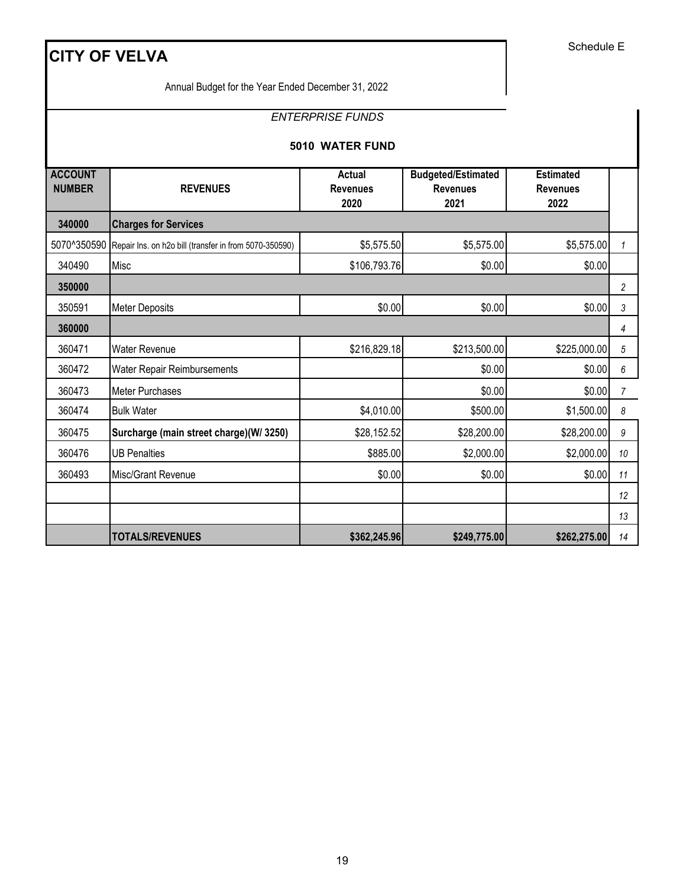Schedule E

# CITY OF VELVA

Annual Budget for the Year Ended December 31, 2022

*ENTERPRISE FUNDS*

**5010 WATER FUND**

| ACCOUNT NUMBER | REVENUES | Actual Revenues 2020 | Budgeted/Estimated Revenues 2021 | Estimated Revenues 2022 | |
|---|---|---|---|---|---|
| **340000** | **Charges for Services** | | | | |
| 5070^350590 | Repair Ins. on h2o bill (transfer in from 5070-350590) | $5,575.50 | $5,575.00 | $5,575.00 | 1 |
| 340490 | Misc | $106,793.76 | $0.00 | $0.00 | |
| **350000** | | | | | 2 |
| 350591 | Meter Deposits | $0.00 | $0.00 | $0.00 | 3 |
| **360000** | | | | | 4 |
| 360471 | Water Revenue | $216,829.18 | $213,500.00 | $225,000.00 | 5 |
| 360472 | Water Repair Reimbursements | | $0.00 | $0.00 | 6 |
| 360473 | Meter Purchases | | $0.00 | $0.00 | 7 |
| 360474 | Bulk Water | $4,010.00 | $500.00 | $1,500.00 | 8 |
| 360475 | **Surcharge (main street charge)(W/ 3250)** | $28,152.52 | $28,200.00 | $28,200.00 | 9 |
| 360476 | UB Penalties | $885.00 | $2,000.00 | $2,000.00 | 10 |
| 360493 | Misc/Grant Revenue | $0.00 | $0.00 | $0.00 | 11 |
| | | | | | 12 |
| | | | | | 13 |
| | **TOTALS/REVENUES** | **$362,245.96** | **$249,775.00** | **$262,275.00** | 14 |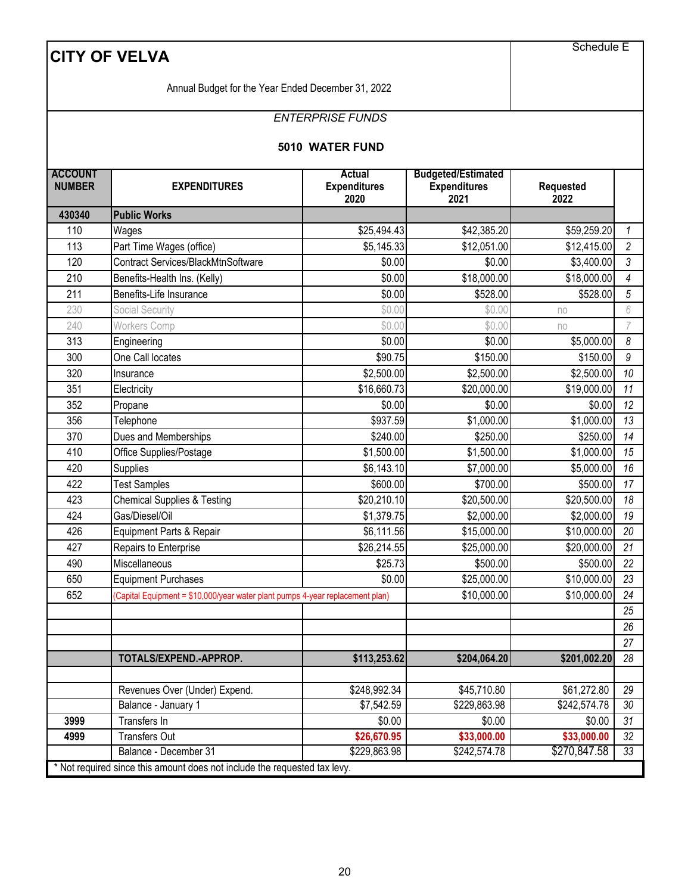# CITY OF VELVA

Schedule E

Annual Budget for the Year Ended December 31, 2022

*ENTERPRISE FUNDS*

## 5010 WATER FUND

| ACCOUNT NUMBER | EXPENDITURES | Actual Expenditures 2020 | Budgeted/Estimated Expenditures 2021 | Requested 2022 | |
|---|---|---|---|---|---|
| **430340** | **Public Works** | | | | |
| 110 | Wages | $25,494.43 | $42,385.20 | $59,259.20 | *1* |
| 113 | Part Time Wages (office) | $5,145.33 | $12,051.00 | $12,415.00 | *2* |
| 120 | Contract Services/BlackMtnSoftware | $0.00 | $0.00 | $3,400.00 | *3* |
| 210 | Benefits-Health Ins. (Kelly) | $0.00 | $18,000.00 | $18,000.00 | *4* |
| 211 | Benefits-Life Insurance | $0.00 | $528.00 | $528.00 | *5* |
| 230 | Social Security | $0.00 | $0.00 | no | *6* |
| 240 | Workers Comp | $0.00 | $0.00 | no | *7* |
| 313 | Engineering | $0.00 | $0.00 | $5,000.00 | *8* |
| 300 | One Call locates | $90.75 | $150.00 | $150.00 | *9* |
| 320 | Insurance | $2,500.00 | $2,500.00 | $2,500.00 | *10* |
| 351 | Electricity | $16,660.73 | $20,000.00 | $19,000.00 | *11* |
| 352 | Propane | $0.00 | $0.00 | $0.00 | *12* |
| 356 | Telephone | $937.59 | $1,000.00 | $1,000.00 | *13* |
| 370 | Dues and Memberships | $240.00 | $250.00 | $250.00 | *14* |
| 410 | Office Supplies/Postage | $1,500.00 | $1,500.00 | $1,000.00 | *15* |
| 420 | Supplies | $6,143.10 | $7,000.00 | $5,000.00 | *16* |
| 422 | Test Samples | $600.00 | $700.00 | $500.00 | *17* |
| 423 | Chemical Supplies & Testing | $20,210.10 | $20,500.00 | $20,500.00 | *18* |
| 424 | Gas/Diesel/Oil | $1,379.75 | $2,000.00 | $2,000.00 | *19* |
| 426 | Equipment Parts & Repair | $6,111.56 | $15,000.00 | $10,000.00 | *20* |
| 427 | Repairs to Enterprise | $26,214.55 | $25,000.00 | $20,000.00 | *21* |
| 490 | Miscellaneous | $25.73 | $500.00 | $500.00 | *22* |
| 650 | Equipment Purchases | $0.00 | $25,000.00 | $10,000.00 | *23* |
| 652 | (Capital Equipment = $10,000/year water plant pumps 4-year replacement plan) | | $10,000.00 | $10,000.00 | *24* |
| | | | | | *25* |
| | | | | | *26* |
| | | | | | *27* |
| | **TOTALS/EXPEND.-APPROP.** | **$113,253.62** | **$204,064.20** | **$201,002.20** | *28* |
| | | | | | |
| | Revenues Over (Under) Expend. | $248,992.34 | $45,710.80 | $61,272.80 | *29* |
| | Balance - January 1 | $7,542.59 | $229,863.98 | $242,574.78 | *30* |
| **3999** | Transfers In | $0.00 | $0.00 | $0.00 | *31* |
| **4999** | Transfers Out | **$26,670.95** | **$33,000.00** | **$33,000.00** | *32* |
| | Balance - December 31 | $229,863.98 | $242,574.78 | $270,847.58 | *33* |

* Not required since this amount does not include the requested tax levy.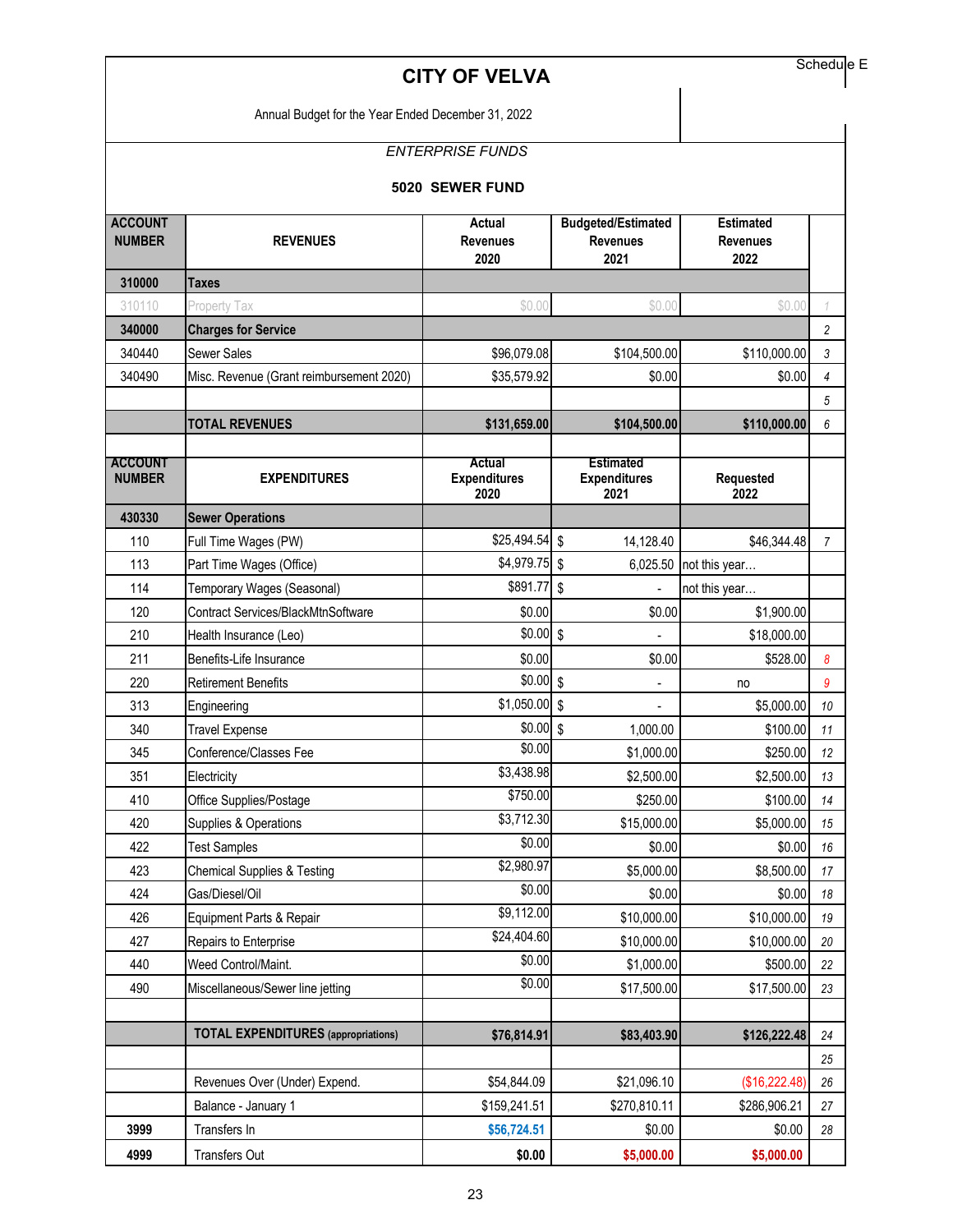Schedule E

# CITY OF VELVA

Annual Budget for the Year Ended December 31, 2022

*ENTERPRISE FUNDS*

## 5020 SEWER FUND

| ACCOUNT NUMBER | REVENUES | Actual Revenues 2020 | Budgeted/Estimated Revenues 2021 | Estimated Revenues 2022 | |
|---|---|---|---|---|---|
| **310000** | **Taxes** | | | | |
| 310110 | Property Tax | $0.00 | $0.00 | $0.00 | 1 |
| **340000** | **Charges for Service** | | | | 2 |
| 340440 | Sewer Sales | $96,079.08 | $104,500.00 | $110,000.00 | 3 |
| 340490 | Misc. Revenue (Grant reimbursement 2020) | $35,579.92 | $0.00 | $0.00 | 4 |
| | | | | | 5 |
| | **TOTAL REVENUES** | **$131,659.00** | **$104,500.00** | **$110,000.00** | 6 |

| ACCOUNT NUMBER | EXPENDITURES | Actual Expenditures 2020 | Estimated Expenditures 2021 | Requested 2022 | |
|---|---|---|---|---|---|
| **430330** | **Sewer Operations** | | | | |
| 110 | Full Time Wages (PW) | $25,494.54 | $ 14,128.40 | $46,344.48 | 7 |
| 113 | Part Time Wages (Office) | $4,979.75 | $ 6,025.50 | not this year… | |
| 114 | Temporary Wages (Seasonal) | $891.77 | $ - | not this year… | |
| 120 | Contract Services/BlackMtnSoftware | $0.00 | $0.00 | $1,900.00 | |
| 210 | Health Insurance (Leo) | $0.00 | $ - | $18,000.00 | |
| 211 | Benefits-Life Insurance | $0.00 | $0.00 | $528.00 | 8 |
| 220 | Retirement Benefits | $0.00 | $ - | no | 9 |
| 313 | Engineering | $1,050.00 | $ - | $5,000.00 | 10 |
| 340 | Travel Expense | $0.00 | $ 1,000.00 | $100.00 | 11 |
| 345 | Conference/Classes Fee | $0.00 | $1,000.00 | $250.00 | 12 |
| 351 | Electricity | $3,438.98 | $2,500.00 | $2,500.00 | 13 |
| 410 | Office Supplies/Postage | $750.00 | $250.00 | $100.00 | 14 |
| 420 | Supplies & Operations | $3,712.30 | $15,000.00 | $5,000.00 | 15 |
| 422 | Test Samples | $0.00 | $0.00 | $0.00 | 16 |
| 423 | Chemical Supplies & Testing | $2,980.97 | $5,000.00 | $8,500.00 | 17 |
| 424 | Gas/Diesel/Oil | $0.00 | $0.00 | $0.00 | 18 |
| 426 | Equipment Parts & Repair | $9,112.00 | $10,000.00 | $10,000.00 | 19 |
| 427 | Repairs to Enterprise | $24,404.60 | $10,000.00 | $10,000.00 | 20 |
| 440 | Weed Control/Maint. | $0.00 | $1,000.00 | $500.00 | 22 |
| 490 | Miscellaneous/Sewer line jetting | $0.00 | $17,500.00 | $17,500.00 | 23 |
| | | | | | |
| | **TOTAL EXPENDITURES** (appropriations) | **$76,814.91** | **$83,403.90** | **$126,222.48** | 24 |
| | | | | | 25 |
| | Revenues Over (Under) Expend. | $54,844.09 | $21,096.10 | ($16,222.48) | 26 |
| | Balance - January 1 | $159,241.51 | $270,810.11 | $286,906.21 | 27 |
| **3999** | Transfers In | **$56,724.51** | $0.00 | $0.00 | 28 |
| **4999** | Transfers Out | **$0.00** | **$5,000.00** | **$5,000.00** | |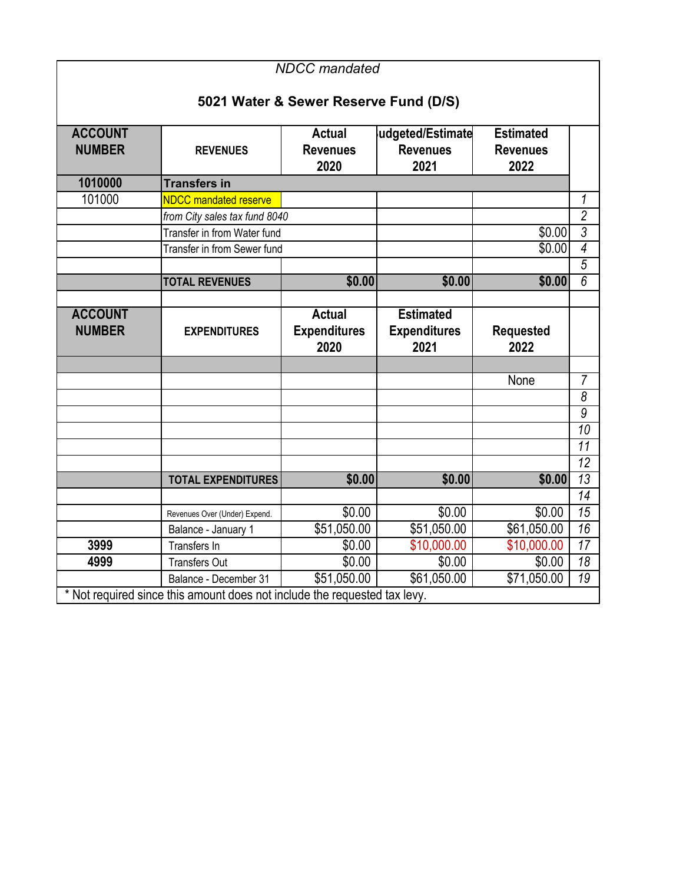*NDCC mandated*

**5021 Water & Sewer Reserve Fund (D/S)**

| ACCOUNT NUMBER | REVENUES | Actual Revenues 2020 | Budgeted/Estimated Revenues 2021 | Estimated Revenues 2022 | |
|---|---|---|---|---|---|
| **1010000** | **Transfers in** | | | | |
| 101000 | NDCC mandated reserve | | | | 1 |
| | *from City sales tax fund 8040* | | | | 2 |
| | Transfer in from Water fund | | | $0.00 | 3 |
| | Transfer in from Sewer fund | | | $0.00 | 4 |
| | | | | | 5 |
| | **TOTAL REVENUES** | **$0.00** | **$0.00** | **$0.00** | 6 |

| ACCOUNT NUMBER | EXPENDITURES | Actual Expenditures 2020 | Estimated Expenditures 2021 | Requested 2022 | |
|---|---|---|---|---|---|
| | | | | | |
| | | | | None | 7 |
| | | | | | 8 |
| | | | | | 9 |
| | | | | | 10 |
| | | | | | 11 |
| | | | | | 12 |
| | **TOTAL EXPENDITURES** | **$0.00** | **$0.00** | **$0.00** | 13 |
| | | | | | 14 |
| | Revenues Over (Under) Expend. | $0.00 | $0.00 | $0.00 | 15 |
| | Balance - January 1 | $51,050.00 | $51,050.00 | $61,050.00 | 16 |
| **3999** | Transfers In | $0.00 | $10,000.00 | $10,000.00 | 17 |
| **4999** | Transfers Out | $0.00 | $0.00 | $0.00 | 18 |
| | Balance - December 31 | $51,050.00 | $61,050.00 | $71,050.00 | 19 |

* Not required since this amount does not include the requested tax levy.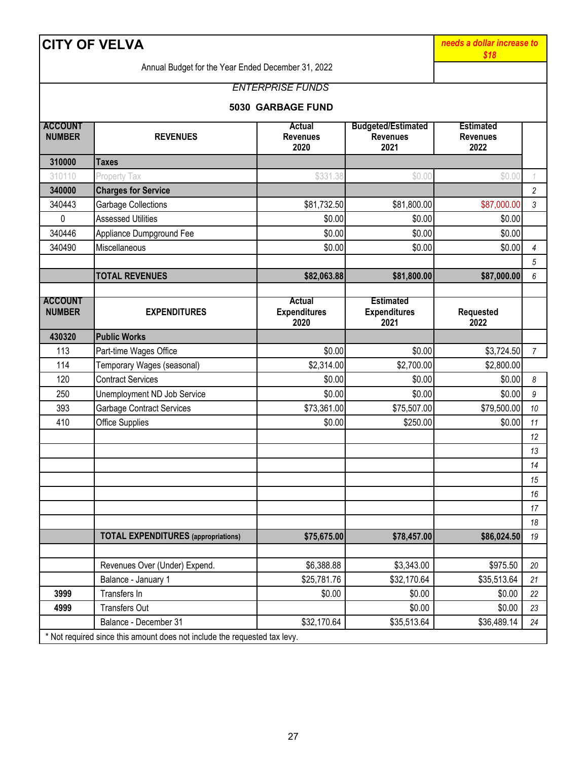# CITY OF VELVA

*needs a dollar increase to $18*

Annual Budget for the Year Ended December 31, 2022

*ENTERPRISE FUNDS*

**5030 GARBAGE FUND**

| ACCOUNT NUMBER | REVENUES | Actual Revenues 2020 | Budgeted/Estimated Revenues 2021 | Estimated Revenues 2022 | |
|---|---|---|---|---|---|
| **310000** | **Taxes** | | | | |
| 310110 | Property Tax | $331.38 | $0.00 | $0.00 | 1 |
| **340000** | **Charges for Service** | | | | 2 |
| 340443 | Garbage Collections | $81,732.50 | $81,800.00 | $87,000.00 | 3 |
| 0 | Assessed Utilities | $0.00 | $0.00 | $0.00 | |
| 340446 | Appliance Dumpground Fee | $0.00 | $0.00 | $0.00 | |
| 340490 | Miscellaneous | $0.00 | $0.00 | $0.00 | 4 |
| | | | | | 5 |
| | **TOTAL REVENUES** | **$82,063.88** | **$81,800.00** | **$87,000.00** | 6 |

| ACCOUNT NUMBER | EXPENDITURES | Actual Expenditures 2020 | Estimated Expenditures 2021 | Requested 2022 | |
|---|---|---|---|---|---|
| **430320** | **Public Works** | | | | |
| 113 | Part-time Wages Office | $0.00 | $0.00 | $3,724.50 | 7 |
| 114 | Temporary Wages (seasonal) | $2,314.00 | $2,700.00 | $2,800.00 | |
| 120 | Contract Services | $0.00 | $0.00 | $0.00 | 8 |
| 250 | Unemployment ND Job Service | $0.00 | $0.00 | $0.00 | 9 |
| 393 | Garbage Contract Services | $73,361.00 | $75,507.00 | $79,500.00 | 10 |
| 410 | Office Supplies | $0.00 | $250.00 | $0.00 | 11 |
| | | | | | 12 |
| | | | | | 13 |
| | | | | | 14 |
| | | | | | 15 |
| | | | | | 16 |
| | | | | | 17 |
| | | | | | 18 |
| | **TOTAL EXPENDITURES (appropriations)** | **$75,675.00** | **$78,457.00** | **$86,024.50** | 19 |
| | | | | | |
| | Revenues Over (Under) Expend. | $6,388.88 | $3,343.00 | $975.50 | 20 |
| | Balance - January 1 | $25,781.76 | $32,170.64 | $35,513.64 | 21 |
| **3999** | Transfers In | $0.00 | $0.00 | $0.00 | 22 |
| **4999** | Transfers Out | | $0.00 | $0.00 | 23 |
| | Balance - December 31 | $32,170.64 | $35,513.64 | $36,489.14 | 24 |

* Not required since this amount does not include the requested tax levy.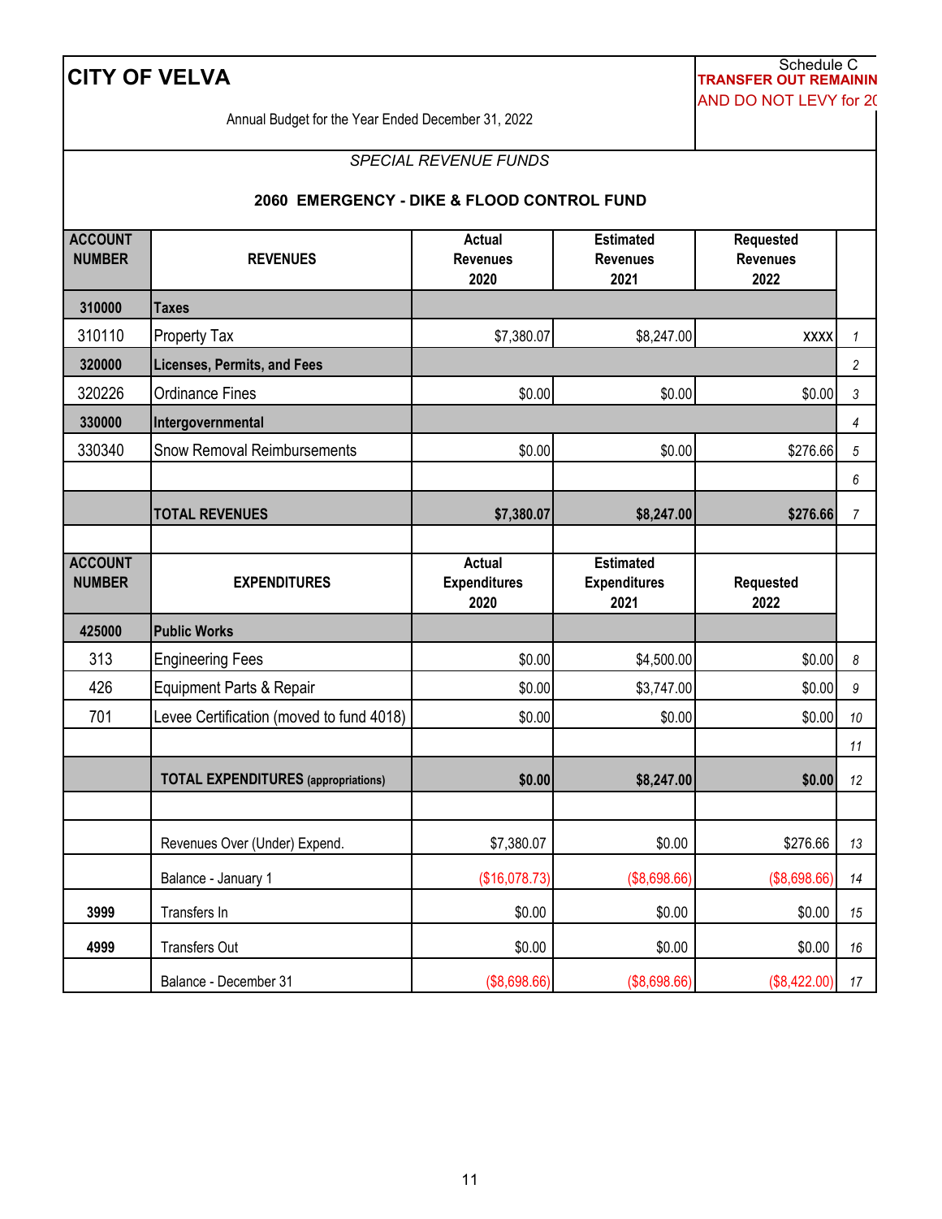# CITY OF VELVA

Schedule C
**TRANSFER OUT REMAININ**
AND DO NOT LEVY for 20

Annual Budget for the Year Ended December 31, 2022

*SPECIAL REVENUE FUNDS*

## 2060 EMERGENCY - DIKE & FLOOD CONTROL FUND

| ACCOUNT NUMBER | REVENUES | Actual Revenues 2020 | Estimated Revenues 2021 | Requested Revenues 2022 | |
|---|---|---|---|---|---|
| **310000** | **Taxes** | | | | |
| 310110 | Property Tax | $7,380.07 | $8,247.00 | XXXX | 1 |
| **320000** | **Licenses, Permits, and Fees** | | | | 2 |
| 320226 | Ordinance Fines | $0.00 | $0.00 | $0.00 | 3 |
| **330000** | **Intergovernmental** | | | | 4 |
| 330340 | Snow Removal Reimbursements | $0.00 | $0.00 | $276.66 | 5 |
| | | | | | 6 |
| | **TOTAL REVENUES** | **$7,380.07** | **$8,247.00** | **$276.66** | 7 |

| ACCOUNT NUMBER | EXPENDITURES | Actual Expenditures 2020 | Estimated Expenditures 2021 | Requested 2022 | |
|---|---|---|---|---|---|
| **425000** | **Public Works** | | | | |
| 313 | Engineering Fees | $0.00 | $4,500.00 | $0.00 | 8 |
| 426 | Equipment Parts & Repair | $0.00 | $3,747.00 | $0.00 | 9 |
| 701 | Levee Certification (moved to fund 4018) | $0.00 | $0.00 | $0.00 | 10 |
| | | | | | 11 |
| | **TOTAL EXPENDITURES (appropriations)** | **$0.00** | **$8,247.00** | **$0.00** | 12 |
| | | | | | |
| | Revenues Over (Under) Expend. | $7,380.07 | $0.00 | $276.66 | 13 |
| | Balance - January 1 | ($16,078.73) | ($8,698.66) | ($8,698.66) | 14 |
| **3999** | Transfers In | $0.00 | $0.00 | $0.00 | 15 |
| **4999** | Transfers Out | $0.00 | $0.00 | $0.00 | 16 |
| | Balance - December 31 | ($8,698.66) | ($8,698.66) | ($8,422.00) | 17 |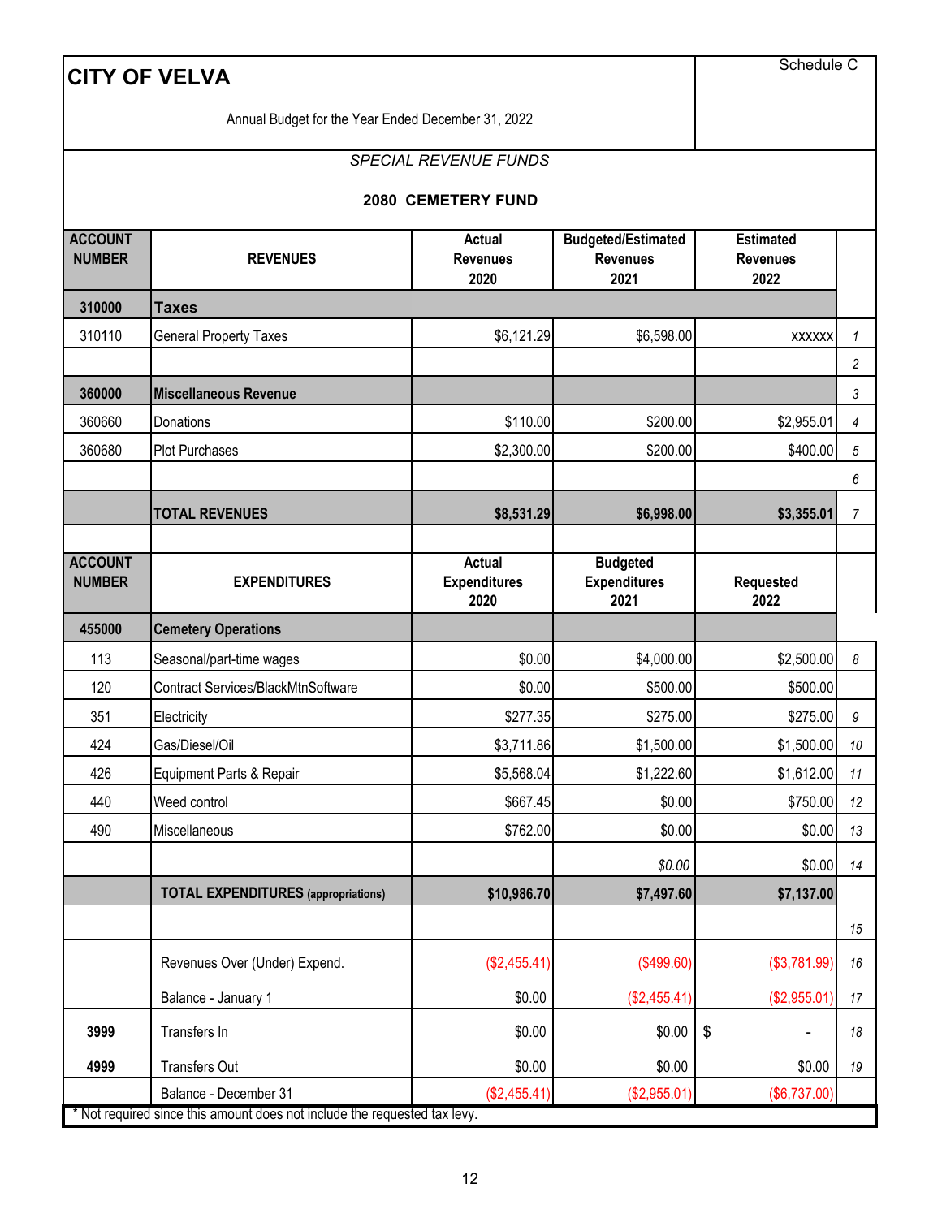# CITY OF VELVA

Schedule C

Annual Budget for the Year Ended December 31, 2022

*SPECIAL REVENUE FUNDS*

## 2080 CEMETERY FUND

| ACCOUNT NUMBER | REVENUES | Actual Revenues 2020 | Budgeted/Estimated Revenues 2021 | Estimated Revenues 2022 | |
|---|---|---|---|---|---|
| **310000** | **Taxes** | | | | |
| 310110 | General Property Taxes | $6,121.29 | $6,598.00 | XXXXXX | 1 |
| | | | | | 2 |
| **360000** | **Miscellaneous Revenue** | | | | 3 |
| 360660 | Donations | $110.00 | $200.00 | $2,955.01 | 4 |
| 360680 | Plot Purchases | $2,300.00 | $200.00 | $400.00 | 5 |
| | | | | | 6 |
| | **TOTAL REVENUES** | **$8,531.29** | **$6,998.00** | **$3,355.01** | 7 |
| | | | | | |
| **ACCOUNT NUMBER** | **EXPENDITURES** | **Actual Expenditures 2020** | **Budgeted Expenditures 2021** | **Requested 2022** | |
| **455000** | **Cemetery Operations** | | | | |
| 113 | Seasonal/part-time wages | $0.00 | $4,000.00 | $2,500.00 | 8 |
| 120 | Contract Services/BlackMtnSoftware | $0.00 | $500.00 | $500.00 | |
| 351 | Electricity | $277.35 | $275.00 | $275.00 | 9 |
| 424 | Gas/Diesel/Oil | $3,711.86 | $1,500.00 | $1,500.00 | 10 |
| 426 | Equipment Parts & Repair | $5,568.04 | $1,222.60 | $1,612.00 | 11 |
| 440 | Weed control | $667.45 | $0.00 | $750.00 | 12 |
| 490 | Miscellaneous | $762.00 | $0.00 | $0.00 | 13 |
| | | | *$0.00* | $0.00 | 14 |
| | **TOTAL EXPENDITURES (appropriations)** | **$10,986.70** | **$7,497.60** | **$7,137.00** | |
| | | | | | 15 |
| | Revenues Over (Under) Expend. | ($2,455.41) | ($499.60) | ($3,781.99) | 16 |
| | Balance - January 1 | $0.00 | ($2,455.41) | ($2,955.01) | 17 |
| **3999** | Transfers In | $0.00 | $0.00 | $ - | 18 |
| **4999** | Transfers Out | $0.00 | $0.00 | $0.00 | 19 |
| | Balance - December 31 | ($2,455.41) | ($2,955.01) | ($6,737.00) | |

* Not required since this amount does not include the requested tax levy.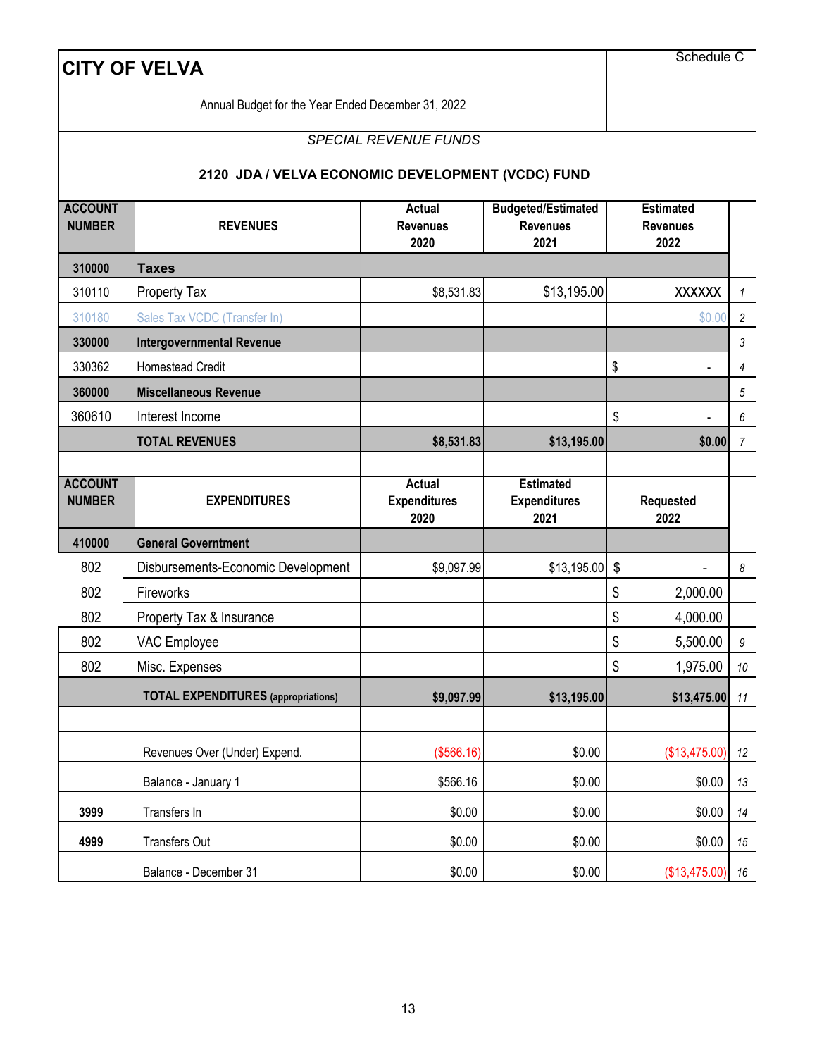# CITY OF VELVA

Schedule C

Annual Budget for the Year Ended December 31, 2022

*SPECIAL REVENUE FUNDS*

**2120 JDA / VELVA ECONOMIC DEVELOPMENT (VCDC) FUND**

| ACCOUNT NUMBER | REVENUES | Actual Revenues 2020 | Budgeted/Estimated Revenues 2021 | Estimated Revenues 2022 | |
|---|---|---|---|---|---|
| **310000** | **Taxes** | | | | |
| 310110 | Property Tax | $8,531.83 | $13,195.00 | XXXXXX | 1 |
| 310180 | Sales Tax VCDC (Transfer In) | | | $0.00 | 2 |
| **330000** | **Intergovernmental Revenue** | | | | 3 |
| 330362 | Homestead Credit | | | $ - | 4 |
| **360000** | **Miscellaneous Revenue** | | | | 5 |
| 360610 | Interest Income | | | $ - | 6 |
| | **TOTAL REVENUES** | **$8,531.83** | **$13,195.00** | **$0.00** | 7 |
| | | | | | |
| **ACCOUNT NUMBER** | **EXPENDITURES** | **Actual Expenditures 2020** | **Estimated Expenditures 2021** | **Requested 2022** | |
| **410000** | **General Government** | | | | |
| 802 | Disbursements-Economic Development | $9,097.99 | $13,195.00 | $ - | 8 |
| 802 | Fireworks | | | $ 2,000.00 | |
| 802 | Property Tax & Insurance | | | $ 4,000.00 | |
| 802 | VAC Employee | | | $ 5,500.00 | 9 |
| 802 | Misc. Expenses | | | $ 1,975.00 | 10 |
| | **TOTAL EXPENDITURES (appropriations)** | **$9,097.99** | **$13,195.00** | **$13,475.00** | 11 |
| | | | | | |
| | Revenues Over (Under) Expend. | ($566.16) | $0.00 | ($13,475.00) | 12 |
| | Balance - January 1 | $566.16 | $0.00 | $0.00 | 13 |
| **3999** | Transfers In | $0.00 | $0.00 | $0.00 | 14 |
| **4999** | Transfers Out | $0.00 | $0.00 | $0.00 | 15 |
| | Balance - December 31 | $0.00 | $0.00 | ($13,475.00) | 16 |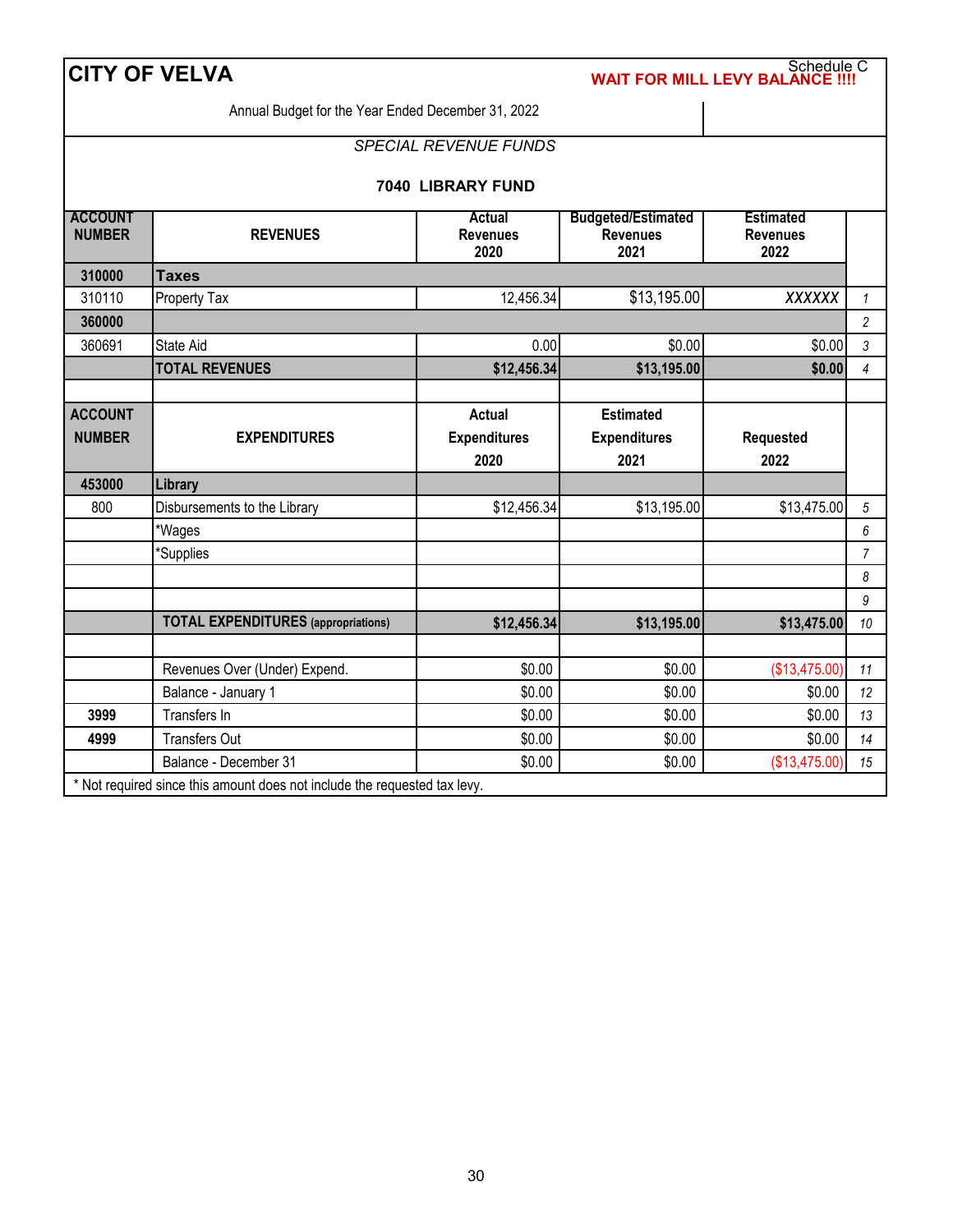# CITY OF VELVA

Schedule C

**WAIT FOR MILL LEVY BALANCE !!!!**

Annual Budget for the Year Ended December 31, 2022

*SPECIAL REVENUE FUNDS*

**7040 LIBRARY FUND**

| ACCOUNT NUMBER | REVENUES | Actual Revenues 2020 | Budgeted/Estimated Revenues 2021 | Estimated Revenues 2022 | |
|---|---|---|---|---|---|
| **310000** | **Taxes** | | | | |
| 310110 | Property Tax | 12,456.34 | $13,195.00 | *XXXXXX* | 1 |
| **360000** | | | | | 2 |
| 360691 | State Aid | 0.00 | $0.00 | $0.00 | 3 |
| | **TOTAL REVENUES** | **$12,456.34** | **$13,195.00** | **$0.00** | 4 |

| ACCOUNT NUMBER | EXPENDITURES | Actual Expenditures 2020 | Estimated Expenditures 2021 | Requested 2022 | |
|---|---|---|---|---|---|
| **453000** | **Library** | | | | |
| 800 | Disbursements to the Library | $12,456.34 | $13,195.00 | $13,475.00 | 5 |
| | *Wages | | | | 6 |
| | *Supplies | | | | 7 |
| | | | | | 8 |
| | | | | | 9 |
| | **TOTAL EXPENDITURES (appropriations)** | **$12,456.34** | **$13,195.00** | **$13,475.00** | 10 |
| | | | | | |
| | Revenues Over (Under) Expend. | $0.00 | $0.00 | ($13,475.00) | 11 |
| | Balance - January 1 | $0.00 | $0.00 | $0.00 | 12 |
| **3999** | Transfers In | $0.00 | $0.00 | $0.00 | 13 |
| **4999** | Transfers Out | $0.00 | $0.00 | $0.00 | 14 |
| | Balance - December 31 | $0.00 | $0.00 | ($13,475.00) | 15 |

* Not required since this amount does not include the requested tax levy.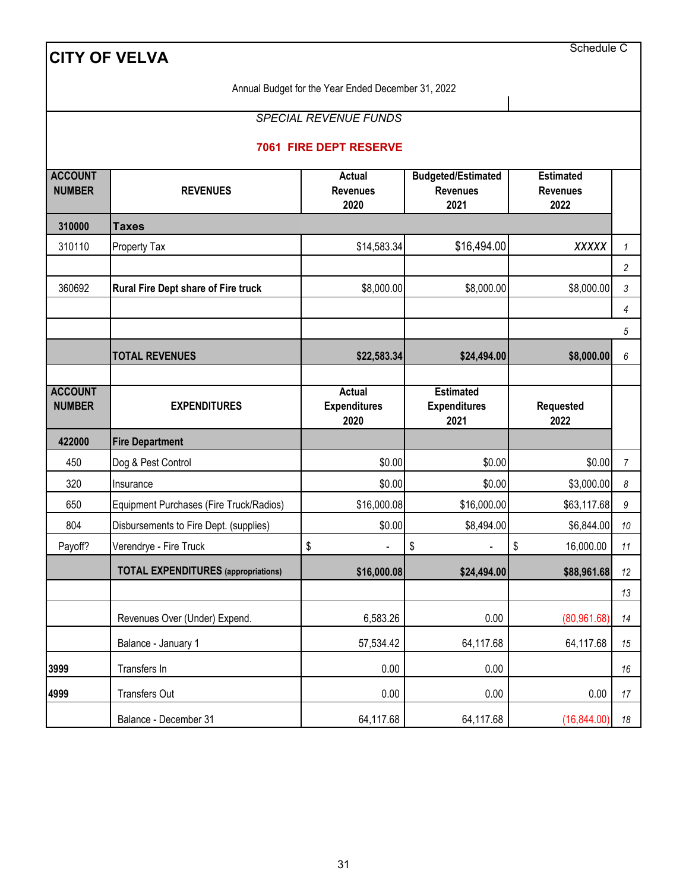# CITY OF VELVA

Schedule C

Annual Budget for the Year Ended December 31, 2022

*SPECIAL REVENUE FUNDS*

## 7061 FIRE DEPT RESERVE

| ACCOUNT NUMBER | REVENUES | Actual Revenues 2020 | Budgeted/Estimated Revenues 2021 | Estimated Revenues 2022 | |
|---|---|---|---|---|---|
| **310000** | **Taxes** | | | | |
| 310110 | Property Tax | $14,583.34 | $16,494.00 | *XXXXX* | 1 |
| | | | | | 2 |
| 360692 | **Rural Fire Dept share of Fire truck** | $8,000.00 | $8,000.00 | $8,000.00 | 3 |
| | | | | | 4 |
| | | | | | 5 |
| | **TOTAL REVENUES** | **$22,583.34** | **$24,494.00** | **$8,000.00** | 6 |
| | | | | | |
| **ACCOUNT NUMBER** | **EXPENDITURES** | **Actual Expenditures 2020** | **Estimated Expenditures 2021** | **Requested 2022** | |
| **422000** | **Fire Department** | | | | |
| 450 | Dog & Pest Control | $0.00 | $0.00 | $0.00 | 7 |
| 320 | Insurance | $0.00 | $0.00 | $3,000.00 | 8 |
| 650 | Equipment Purchases (Fire Truck/Radios) | $16,000.08 | $16,000.00 | $63,117.68 | 9 |
| 804 | Disbursements to Fire Dept. (supplies) | $0.00 | $8,494.00 | $6,844.00 | 10 |
| Payoff? | Verendrye - Fire Truck | $ - | $ - | $ 16,000.00 | 11 |
| | **TOTAL EXPENDITURES** (appropriations) | **$16,000.08** | **$24,494.00** | **$88,961.68** | 12 |
| | | | | | 13 |
| | Revenues Over (Under) Expend. | 6,583.26 | 0.00 | (80,961.68) | 14 |
| | Balance - January 1 | 57,534.42 | 64,117.68 | 64,117.68 | 15 |
| **3999** | Transfers In | 0.00 | 0.00 | | 16 |
| **4999** | Transfers Out | 0.00 | 0.00 | 0.00 | 17 |
| | Balance - December 31 | 64,117.68 | 64,117.68 | (16,844.00) | 18 |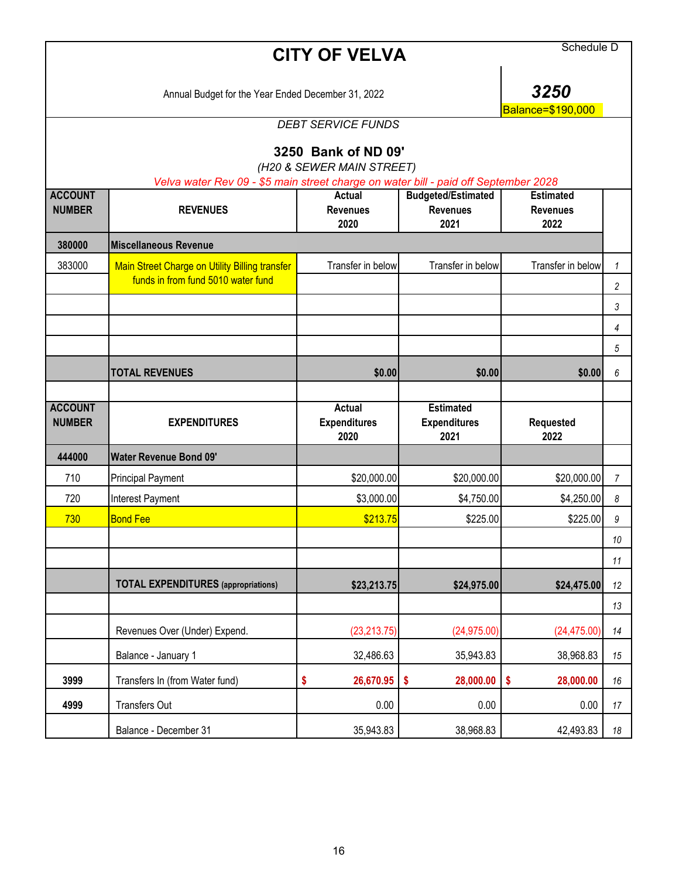Schedule D

# CITY OF VELVA

Annual Budget for the Year Ended December 31, 2022

**3250**
Balance=$190,000

*DEBT SERVICE FUNDS*

## 3250 Bank of ND 09'

*(H20 & SEWER MAIN STREET)*

*Velva water Rev 09 - $5 main street charge on water bill - paid off September 2028*

| ACCOUNT NUMBER | REVENUES | Actual Revenues 2020 | Budgeted/Estimated Revenues 2021 | Estimated Revenues 2022 | |
|---|---|---|---|---|---|
| 380000 | Miscellaneous Revenue | | | | |
| 383000 | Main Street Charge on Utility Billing transfer funds in from fund 5010 water fund | Transfer in below | Transfer in below | Transfer in below | 1 |
| | | | | | 2 |
| | | | | | 3 |
| | | | | | 4 |
| | | | | | 5 |
| | TOTAL REVENUES | $0.00 | $0.00 | $0.00 | 6 |

| ACCOUNT NUMBER | EXPENDITURES | Actual Expenditures 2020 | Estimated Expenditures 2021 | Requested 2022 | |
|---|---|---|---|---|---|
| 444000 | Water Revenue Bond 09' | | | | |
| 710 | Principal Payment | $20,000.00 | $20,000.00 | $20,000.00 | 7 |
| 720 | Interest Payment | $3,000.00 | $4,750.00 | $4,250.00 | 8 |
| 730 | Bond Fee | $213.75 | $225.00 | $225.00 | 9 |
| | | | | | 10 |
| | | | | | 11 |
| | TOTAL EXPENDITURES (appropriations) | $23,213.75 | $24,975.00 | $24,475.00 | 12 |
| | | | | | 13 |
| | Revenues Over (Under) Expend. | (23,213.75) | (24,975.00) | (24,475.00) | 14 |
| | Balance - January 1 | 32,486.63 | 35,943.83 | 38,968.83 | 15 |
| 3999 | Transfers In (from Water fund) | $ 26,670.95 | $ 28,000.00 | $ 28,000.00 | 16 |
| 4999 | Transfers Out | 0.00 | 0.00 | 0.00 | 17 |
| | Balance - December 31 | 35,943.83 | 38,968.83 | 42,493.83 | 18 |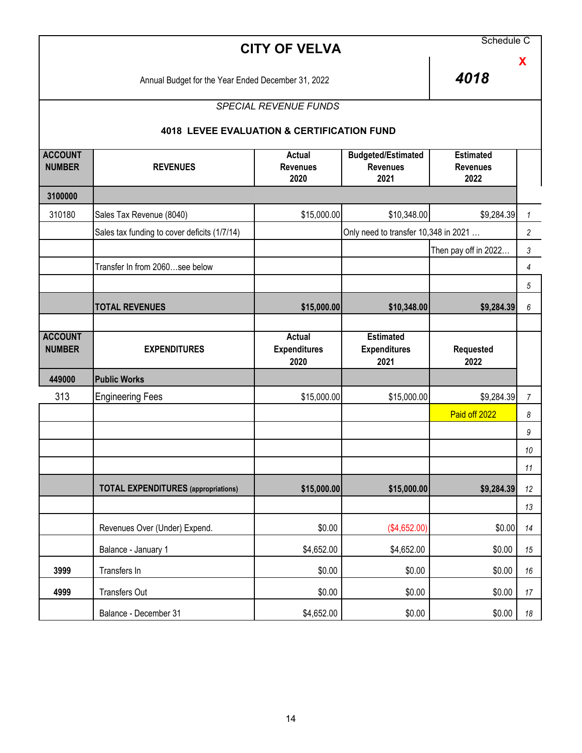Schedule C

# CITY OF VELVA

X

Annual Budget for the Year Ended December 31, 2022

**4018**

*SPECIAL REVENUE FUNDS*

**4018 LEVEE EVALUATION & CERTIFICATION FUND**

| ACCOUNT NUMBER | REVENUES | Actual Revenues 2020 | Budgeted/Estimated Revenues 2021 | Estimated Revenues 2022 | |
|---|---|---|---|---|---|
| **3100000** | | | | | |
| 310180 | Sales Tax Revenue (8040) | $15,000.00 | $10,348.00 | $9,284.39 | 1 |
| | Sales tax funding to cover deficits (1/7/14) | | Only need to transfer 10,348 in 2021 … | | 2 |
| | | | | Then pay off in 2022… | 3 |
| | Transfer In from 2060…see below | | | | 4 |
| | | | | | 5 |
| | **TOTAL REVENUES** | **$15,000.00** | **$10,348.00** | **$9,284.39** | 6 |
| | | | | | |
| **ACCOUNT NUMBER** | **EXPENDITURES** | **Actual Expenditures 2020** | **Estimated Expenditures 2021** | **Requested 2022** | |
| **449000** | **Public Works** | | | | |
| 313 | Engineering Fees | $15,000.00 | $15,000.00 | $9,284.39 | 7 |
| | | | | Paid off 2022 | 8 |
| | | | | | 9 |
| | | | | | 10 |
| | | | | | 11 |
| | **TOTAL EXPENDITURES** (appropriations) | **$15,000.00** | **$15,000.00** | **$9,284.39** | 12 |
| | | | | | 13 |
| | Revenues Over (Under) Expend. | $0.00 | ($4,652.00) | $0.00 | 14 |
| | Balance - January 1 | $4,652.00 | $4,652.00 | $0.00 | 15 |
| **3999** | Transfers In | $0.00 | $0.00 | $0.00 | 16 |
| **4999** | Transfers Out | $0.00 | $0.00 | $0.00 | 17 |
| | Balance - December 31 | $4,652.00 | $0.00 | $0.00 | 18 |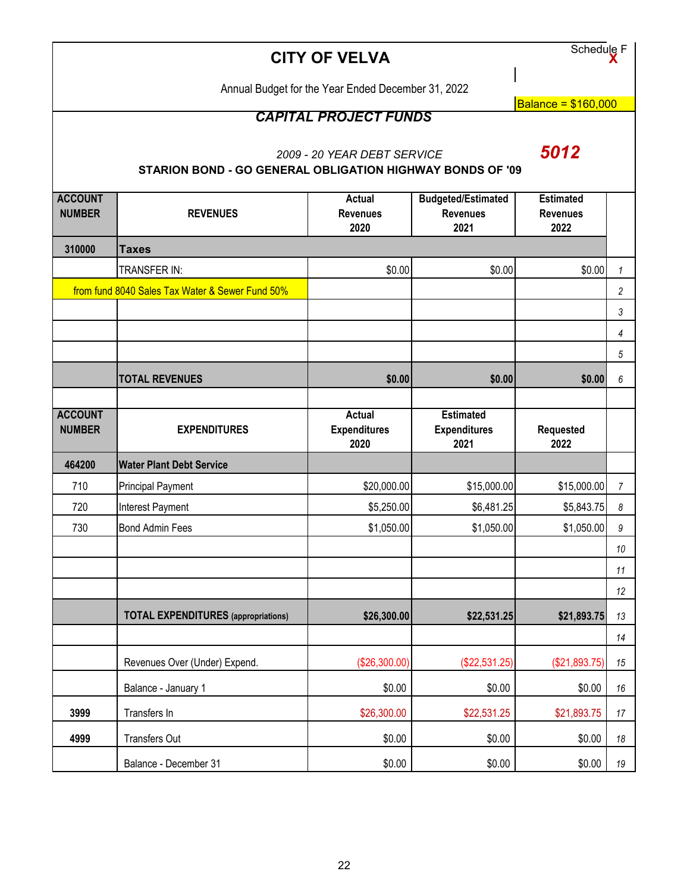Schedule F
X

# CITY OF VELVA

Annual Budget for the Year Ended December 31, 2022

Balance = $160,000

## *CAPITAL PROJECT FUNDS*

*2009 - 20 YEAR DEBT SERVICE*

***5012***

**STARION BOND - GO GENERAL OBLIGATION HIGHWAY BONDS OF '09**

| ACCOUNT NUMBER | REVENUES | Actual Revenues 2020 | Budgeted/Estimated Revenues 2021 | Estimated Revenues 2022 | |
|---|---|---|---|---|---|
| **310000** | **Taxes** | | | | |
| | TRANSFER IN: | $0.00 | $0.00 | $0.00 | 1 |
| from fund 8040 Sales Tax Water & Sewer Fund 50% | | | | | 2 |
| | | | | | 3 |
| | | | | | 4 |
| | | | | | 5 |
| | **TOTAL REVENUES** | **$0.00** | **$0.00** | **$0.00** | 6 |
| | | | | | |
| **ACCOUNT NUMBER** | **EXPENDITURES** | **Actual Expenditures 2020** | **Estimated Expenditures 2021** | **Requested 2022** | |
| **464200** | **Water Plant Debt Service** | | | | |
| 710 | Principal Payment | $20,000.00 | $15,000.00 | $15,000.00 | 7 |
| 720 | Interest Payment | $5,250.00 | $6,481.25 | $5,843.75 | 8 |
| 730 | Bond Admin Fees | $1,050.00 | $1,050.00 | $1,050.00 | 9 |
| | | | | | 10 |
| | | | | | 11 |
| | | | | | 12 |
| | **TOTAL EXPENDITURES (appropriations)** | **$26,300.00** | **$22,531.25** | **$21,893.75** | 13 |
| | | | | | 14 |
| | Revenues Over (Under) Expend. | ($26,300.00) | ($22,531.25) | ($21,893.75) | 15 |
| | Balance - January 1 | $0.00 | $0.00 | $0.00 | 16 |
| **3999** | Transfers In | $26,300.00 | $22,531.25 | $21,893.75 | 17 |
| **4999** | Transfers Out | $0.00 | $0.00 | $0.00 | 18 |
| | Balance - December 31 | $0.00 | $0.00 | $0.00 | 19 |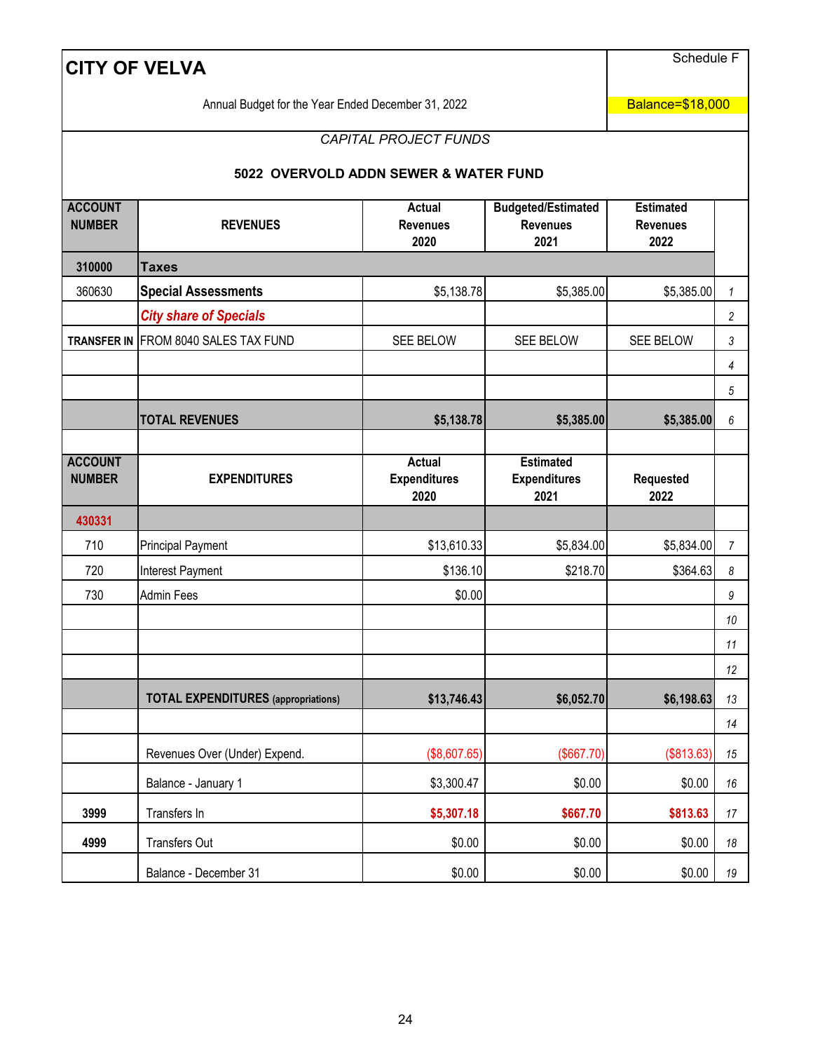# CITY OF VELVA

Schedule F

Annual Budget for the Year Ended December 31, 2022

Balance=$18,000

*CAPITAL PROJECT FUNDS*

**5022 OVERVOLD ADDN SEWER & WATER FUND**

| ACCOUNT NUMBER | REVENUES | Actual Revenues 2020 | Budgeted/Estimated Revenues 2021 | Estimated Revenues 2022 | |
|---|---|---|---|---|---|
| 310000 | **Taxes** | | | | |
| 360630 | **Special Assessments** | $5,138.78 | $5,385.00 | $5,385.00 | 1 |
| | ***City share of Specials*** | | | | 2 |
| TRANSFER IN | FROM 8040 SALES TAX FUND | SEE BELOW | SEE BELOW | SEE BELOW | 3 |
| | | | | | 4 |
| | | | | | 5 |
| | **TOTAL REVENUES** | **$5,138.78** | **$5,385.00** | **$5,385.00** | 6 |
| | | | | | |
| **ACCOUNT NUMBER** | **EXPENDITURES** | **Actual Expenditures 2020** | **Estimated Expenditures 2021** | **Requested 2022** | |
| 430331 | | | | | |
| 710 | Principal Payment | $13,610.33 | $5,834.00 | $5,834.00 | 7 |
| 720 | Interest Payment | $136.10 | $218.70 | $364.63 | 8 |
| 730 | Admin Fees | $0.00 | | | 9 |
| | | | | | 10 |
| | | | | | 11 |
| | | | | | 12 |
| | **TOTAL EXPENDITURES** (appropriations) | **$13,746.43** | **$6,052.70** | **$6,198.63** | 13 |
| | | | | | 14 |
| | Revenues Over (Under) Expend. | ($8,607.65) | ($667.70) | ($813.63) | 15 |
| | Balance - January 1 | $3,300.47 | $0.00 | $0.00 | 16 |
| 3999 | Transfers In | **$5,307.18** | **$667.70** | **$813.63** | 17 |
| 4999 | Transfers Out | $0.00 | $0.00 | $0.00 | 18 |
| | Balance - December 31 | $0.00 | $0.00 | $0.00 | 19 |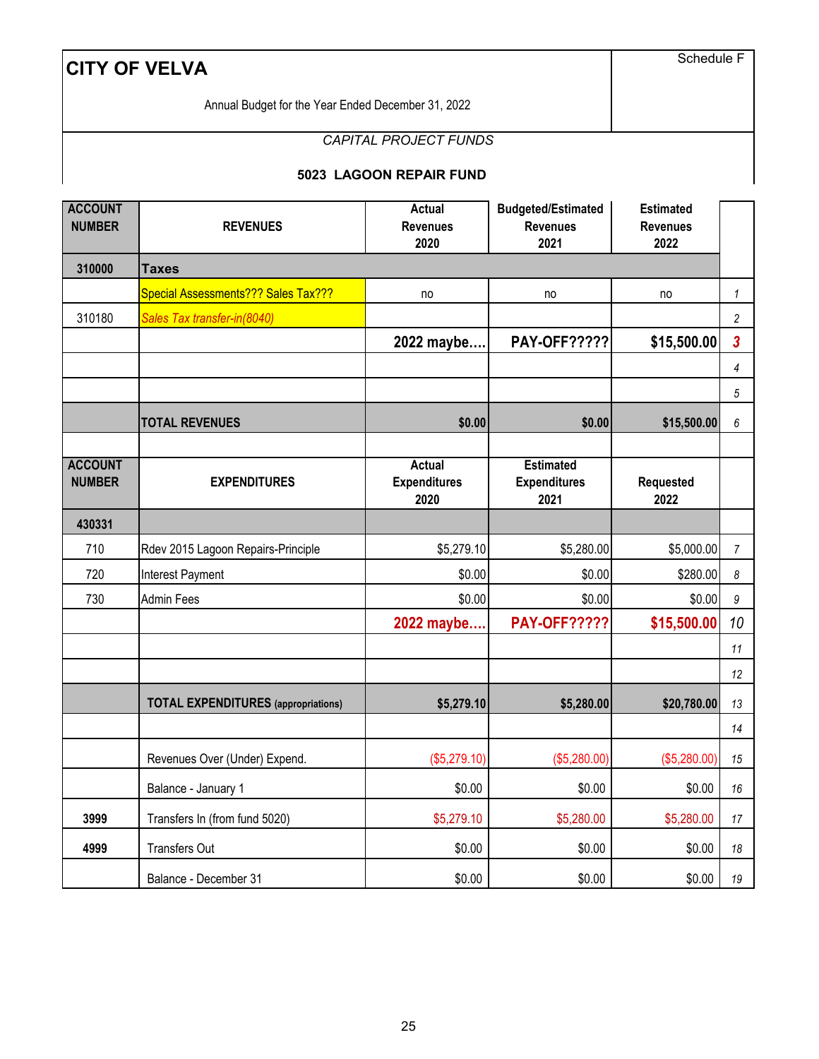# CITY OF VELVA

Schedule F

Annual Budget for the Year Ended December 31, 2022

*CAPITAL PROJECT FUNDS*

### 5023 LAGOON REPAIR FUND

| ACCOUNT NUMBER | REVENUES | Actual Revenues 2020 | Budgeted/Estimated Revenues 2021 | Estimated Revenues 2022 | |
|---|---|---|---|---|---|
| 310000 | **Taxes** | | | | |
| | Special Assessments??? Sales Tax??? | no | no | no | 1 |
| 310180 | *Sales Tax transfer-in(8040)* | | | | 2 |
| | | **2022 maybe....** | **PAY-OFF?????** | **$15,500.00** | 3 |
| | | | | | 4 |
| | | | | | 5 |
| | **TOTAL REVENUES** | **$0.00** | **$0.00** | **$15,500.00** | 6 |
| | | | | | |
| **ACCOUNT NUMBER** | **EXPENDITURES** | **Actual Expenditures 2020** | **Estimated Expenditures 2021** | **Requested 2022** | |
| 430331 | | | | | |
| 710 | Rdev 2015 Lagoon Repairs-Principle | $5,279.10 | $5,280.00 | $5,000.00 | 7 |
| 720 | Interest Payment | $0.00 | $0.00 | $280.00 | 8 |
| 730 | Admin Fees | $0.00 | $0.00 | $0.00 | 9 |
| | | **2022 maybe....** | **PAY-OFF?????** | **$15,500.00** | 10 |
| | | | | | 11 |
| | | | | | 12 |
| | **TOTAL EXPENDITURES** (appropriations) | **$5,279.10** | **$5,280.00** | **$20,780.00** | 13 |
| | | | | | 14 |
| | Revenues Over (Under) Expend. | ($5,279.10) | ($5,280.00) | ($5,280.00) | 15 |
| | Balance - January 1 | $0.00 | $0.00 | $0.00 | 16 |
| **3999** | Transfers In (from fund 5020) | $5,279.10 | $5,280.00 | $5,280.00 | 17 |
| **4999** | Transfers Out | $0.00 | $0.00 | $0.00 | 18 |
| | Balance - December 31 | $0.00 | $0.00 | $0.00 | 19 |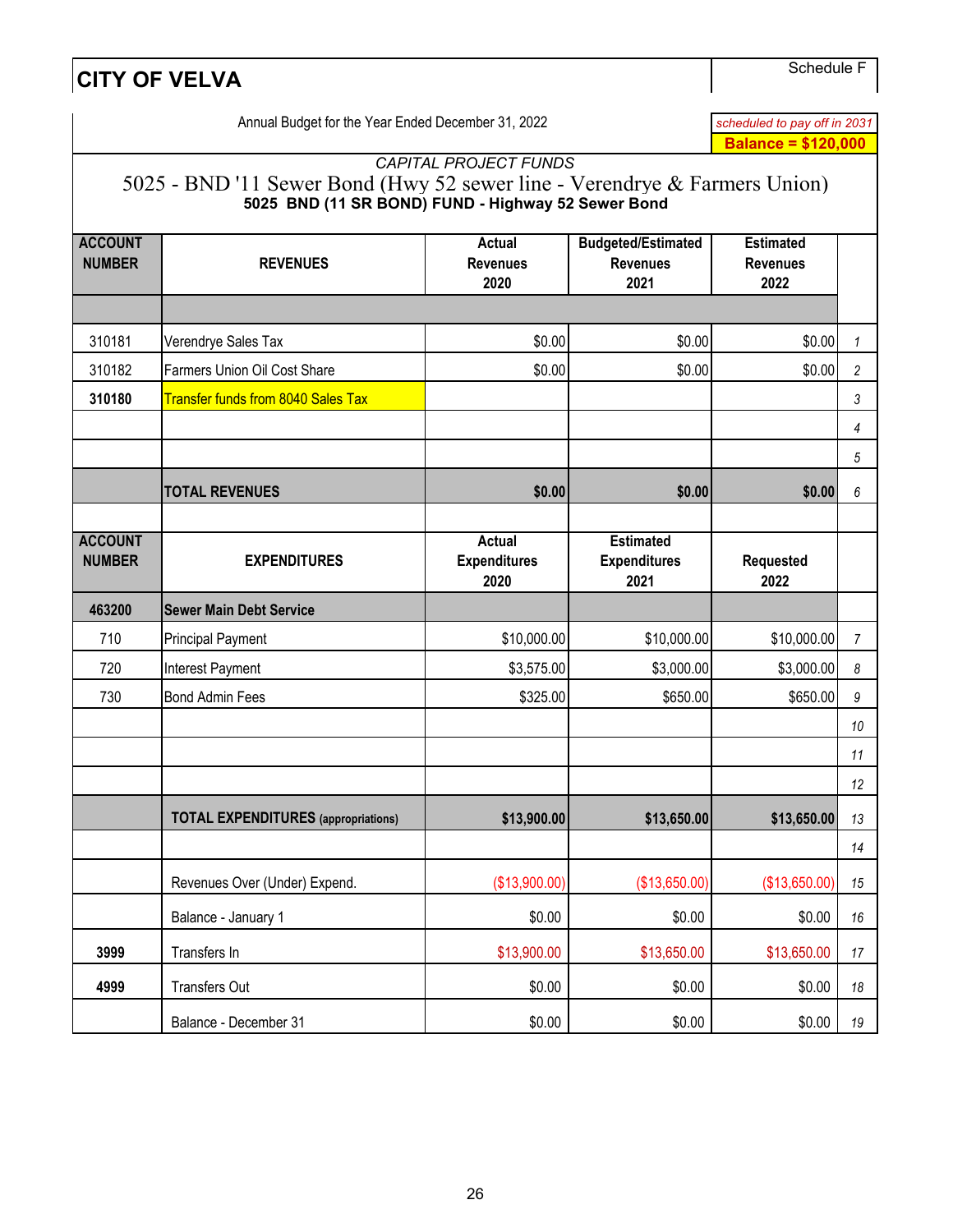# CITY OF VELVA

Schedule F

Annual Budget for the Year Ended December 31, 2022

*scheduled to pay off in 2031*

**Balance = $120,000**

*CAPITAL PROJECT FUNDS*

## 5025 - BND '11 Sewer Bond (Hwy 52 sewer line - Verendrye & Farmers Union)

**5025 BND (11 SR BOND) FUND - Highway 52 Sewer Bond**

| ACCOUNT NUMBER | REVENUES | Actual Revenues 2020 | Budgeted/Estimated Revenues 2021 | Estimated Revenues 2022 | |
|---|---|---|---|---|---|
| | | | | | |
| 310181 | Verendrye Sales Tax | $0.00 | $0.00 | $0.00 | 1 |
| 310182 | Farmers Union Oil Cost Share | $0.00 | $0.00 | $0.00 | 2 |
| **310180** | Transfer funds from 8040 Sales Tax | | | | 3 |
| | | | | | 4 |
| | | | | | 5 |
| | **TOTAL REVENUES** | **$0.00** | **$0.00** | **$0.00** | 6 |
| | | | | | |
| **ACCOUNT NUMBER** | **EXPENDITURES** | **Actual Expenditures 2020** | **Estimated Expenditures 2021** | **Requested 2022** | |
| **463200** | **Sewer Main Debt Service** | | | | |
| 710 | Principal Payment | $10,000.00 | $10,000.00 | $10,000.00 | 7 |
| 720 | Interest Payment | $3,575.00 | $3,000.00 | $3,000.00 | 8 |
| 730 | Bond Admin Fees | $325.00 | $650.00 | $650.00 | 9 |
| | | | | | 10 |
| | | | | | 11 |
| | | | | | 12 |
| | **TOTAL EXPENDITURES** (appropriations) | **$13,900.00** | **$13,650.00** | **$13,650.00** | 13 |
| | | | | | 14 |
| | Revenues Over (Under) Expend. | ($13,900.00) | ($13,650.00) | ($13,650.00) | 15 |
| | Balance - January 1 | $0.00 | $0.00 | $0.00 | 16 |
| **3999** | Transfers In | $13,900.00 | $13,650.00 | $13,650.00 | 17 |
| **4999** | Transfers Out | $0.00 | $0.00 | $0.00 | 18 |
| | Balance - December 31 | $0.00 | $0.00 | $0.00 | 19 |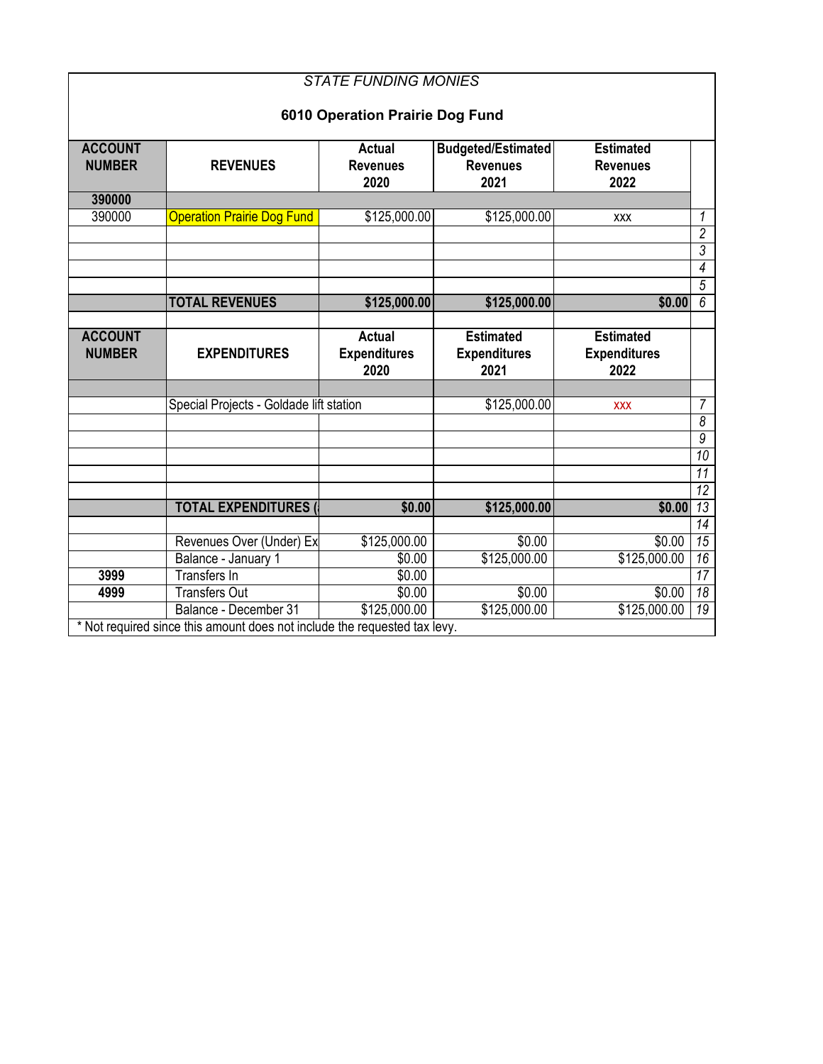*STATE FUNDING MONIES*

**6010 Operation Prairie Dog Fund**

| ACCOUNT NUMBER | REVENUES | Actual Revenues 2020 | Budgeted/Estimated Revenues 2021 | Estimated Revenues 2022 | |
|---|---|---|---|---|---|
| **390000** | | | | | |
| 390000 | Operation Prairie Dog Fund | $125,000.00 | $125,000.00 | xxx | 1 |
| | | | | | 2 |
| | | | | | 3 |
| | | | | | 4 |
| | | | | | 5 |
| | **TOTAL REVENUES** | **$125,000.00** | **$125,000.00** | **$0.00** | 6 |
| | | | | | |
| **ACCOUNT NUMBER** | **EXPENDITURES** | **Actual Expenditures 2020** | **Estimated Expenditures 2021** | **Estimated Expenditures 2022** | |
| | | | | | |
| | Special Projects - Goldade lift station | | $125,000.00 | xxx | 7 |
| | | | | | 8 |
| | | | | | 9 |
| | | | | | 10 |
| | | | | | 11 |
| | | | | | 12 |
| | **TOTAL EXPENDITURES (** | **$0.00** | **$125,000.00** | **$0.00** | 13 |
| | | | | | 14 |
| | Revenues Over (Under) Ex | $125,000.00 | $0.00 | $0.00 | 15 |
| | Balance - January 1 | $0.00 | $125,000.00 | $125,000.00 | 16 |
| **3999** | Transfers In | $0.00 | | | 17 |
| **4999** | Transfers Out | $0.00 | $0.00 | $0.00 | 18 |
| | Balance - December 31 | $125,000.00 | $125,000.00 | $125,000.00 | 19 |

* Not required since this amount does not include the requested tax levy.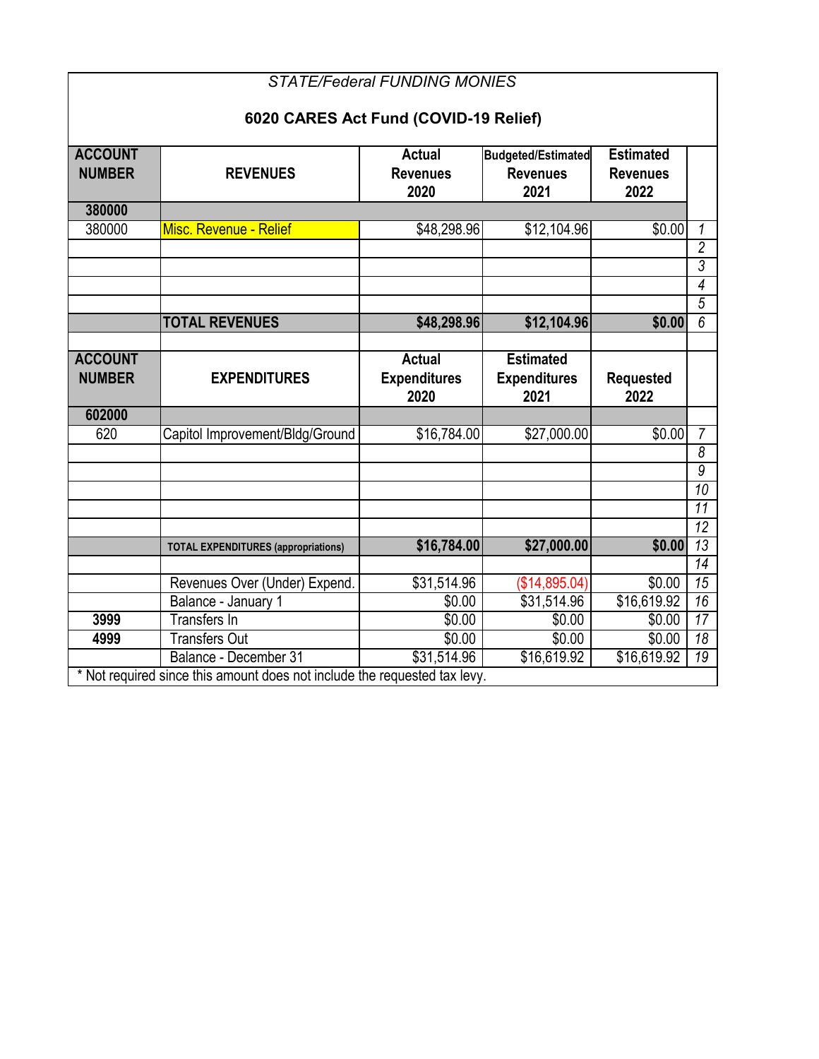*STATE/Federal FUNDING MONIES*

**6020 CARES Act Fund (COVID-19 Relief)**

| ACCOUNT NUMBER | REVENUES | Actual Revenues 2020 | Budgeted/Estimated Revenues 2021 | Estimated Revenues 2022 | |
|---|---|---|---|---|---|
| **380000** | | | | | |
| 380000 | Misc. Revenue - Relief | $48,298.96 | $12,104.96 | $0.00 | *1* |
| | | | | | *2* |
| | | | | | *3* |
| | | | | | *4* |
| | | | | | *5* |
| | **TOTAL REVENUES** | **$48,298.96** | **$12,104.96** | **$0.00** | *6* |
| | | | | | |
| **ACCOUNT NUMBER** | **EXPENDITURES** | **Actual Expenditures 2020** | **Estimated Expenditures 2021** | **Requested 2022** | |
| **602000** | | | | | |
| 620 | Capitol Improvement/Bldg/Ground | $16,784.00 | $27,000.00 | $0.00 | *7* |
| | | | | | *8* |
| | | | | | *9* |
| | | | | | *10* |
| | | | | | *11* |
| | | | | | *12* |
| | **TOTAL EXPENDITURES (appropriations)** | **$16,784.00** | **$27,000.00** | **$0.00** | *13* |
| | | | | | *14* |
| | Revenues Over (Under) Expend. | $31,514.96 | ($14,895.04) | $0.00 | *15* |
| | Balance - January 1 | $0.00 | $31,514.96 | $16,619.92 | *16* |
| **3999** | Transfers In | $0.00 | $0.00 | $0.00 | *17* |
| **4999** | Transfers Out | $0.00 | $0.00 | $0.00 | *18* |
| | Balance - December 31 | $31,514.96 | $16,619.92 | $16,619.92 | *19* |

* Not required since this amount does not include the requested tax levy.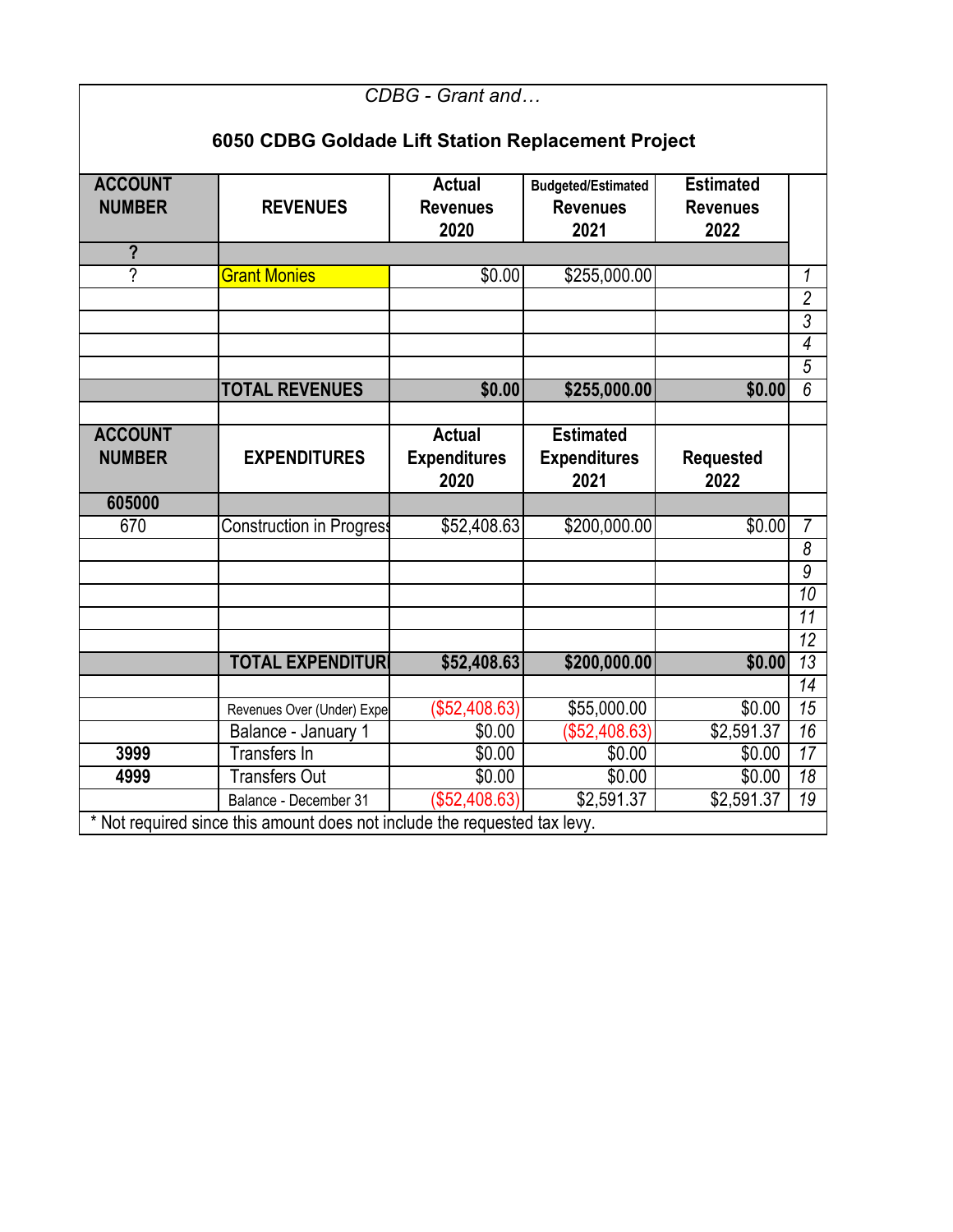*CDBG - Grant and…*

## 6050 CDBG Goldade Lift Station Replacement Project

| ACCOUNT NUMBER | REVENUES | Actual Revenues 2020 | Budgeted/Estimated Revenues 2021 | Estimated Revenues 2022 | |
|---|---|---|---|---|---|
| ? | | | | | |
| ? | Grant Monies | $0.00 | $255,000.00 | | 1 |
| | | | | | 2 |
| | | | | | 3 |
| | | | | | 4 |
| | | | | | 5 |
| | **TOTAL REVENUES** | **$0.00** | **$255,000.00** | **$0.00** | 6 |
| | | | | | |
| **ACCOUNT NUMBER** | **EXPENDITURES** | **Actual Expenditures 2020** | **Estimated Expenditures 2021** | **Requested 2022** | |
| **605000** | | | | | |
| 670 | Construction in Progress | $52,408.63 | $200,000.00 | $0.00 | 7 |
| | | | | | 8 |
| | | | | | 9 |
| | | | | | 10 |
| | | | | | 11 |
| | | | | | 12 |
| | **TOTAL EXPENDITURES** | **$52,408.63** | **$200,000.00** | **$0.00** | 13 |
| | | | | | 14 |
| | Revenues Over (Under) Expe | ($52,408.63) | $55,000.00 | $0.00 | 15 |
| | Balance - January 1 | $0.00 | ($52,408.63) | $2,591.37 | 16 |
| **3999** | Transfers In | $0.00 | $0.00 | $0.00 | 17 |
| **4999** | Transfers Out | $0.00 | $0.00 | $0.00 | 18 |
| | Balance - December 31 | ($52,408.63) | $2,591.37 | $2,591.37 | 19 |

* Not required since this amount does not include the requested tax levy.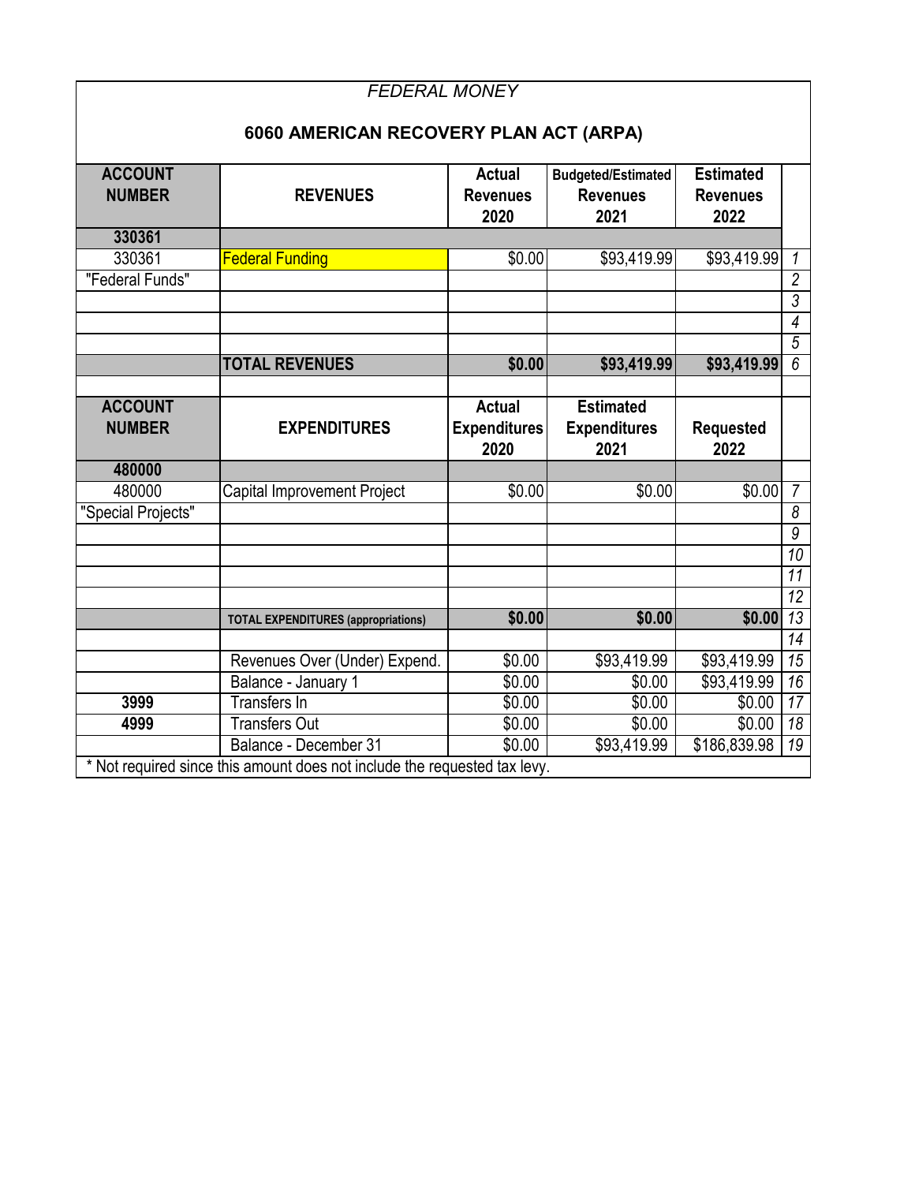*FEDERAL MONEY*

## 6060 AMERICAN RECOVERY PLAN ACT (ARPA)

| ACCOUNT NUMBER | REVENUES | Actual Revenues 2020 | Budgeted/Estimated Revenues 2021 | Estimated Revenues 2022 | |
|---|---|---|---|---|---|
| **330361** | | | | | |
| 330361 | Federal Funding | $0.00 | $93,419.99 | $93,419.99 | *1* |
| "Federal Funds" | | | | | *2* |
| | | | | | *3* |
| | | | | | *4* |
| | | | | | *5* |
| | **TOTAL REVENUES** | **$0.00** | **$93,419.99** | **$93,419.99** | *6* |
| | | | | | |
| **ACCOUNT NUMBER** | **EXPENDITURES** | **Actual Expenditures 2020** | **Estimated Expenditures 2021** | **Requested 2022** | |
| **480000** | | | | | |
| 480000 | Capital Improvement Project | $0.00 | $0.00 | $0.00 | *7* |
| "Special Projects" | | | | | *8* |
| | | | | | *9* |
| | | | | | *10* |
| | | | | | *11* |
| | | | | | *12* |
| | **TOTAL EXPENDITURES (appropriations)** | **$0.00** | **$0.00** | **$0.00** | *13* |
| | | | | | *14* |
| | Revenues Over (Under) Expend. | $0.00 | $93,419.99 | $93,419.99 | *15* |
| | Balance - January 1 | $0.00 | $0.00 | $93,419.99 | *16* |
| **3999** | Transfers In | $0.00 | $0.00 | $0.00 | *17* |
| **4999** | Transfers Out | $0.00 | $0.00 | $0.00 | *18* |
| | Balance - December 31 | $0.00 | $93,419.99 | $186,839.98 | *19* |

* Not required since this amount does not include the requested tax levy.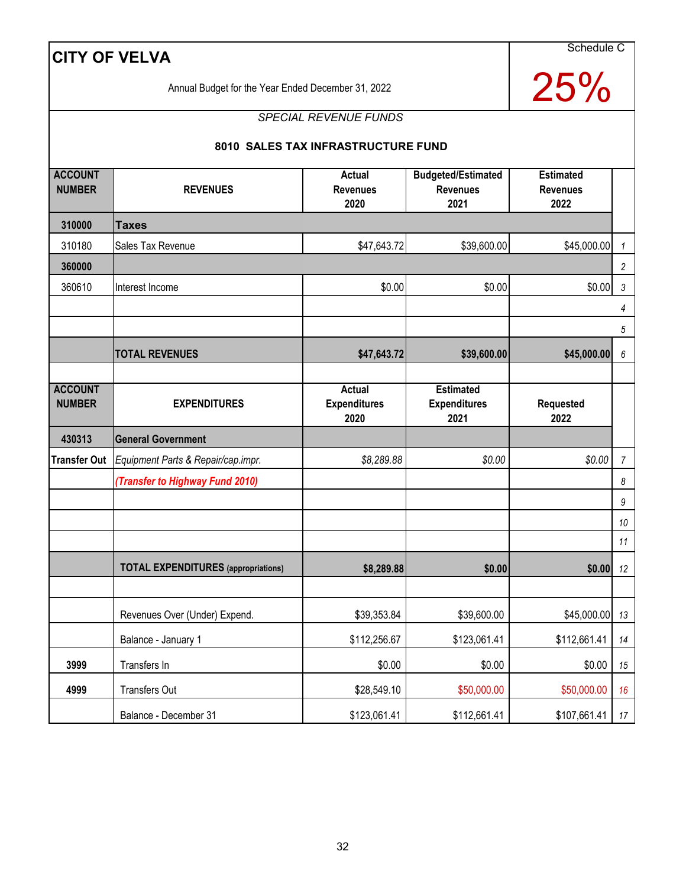# CITY OF VELVA

Schedule C

Annual Budget for the Year Ended December 31, 2022

25%

*SPECIAL REVENUE FUNDS*

**8010 SALES TAX INFRASTRUCTURE FUND**

| ACCOUNT NUMBER | REVENUES | Actual Revenues 2020 | Budgeted/Estimated Revenues 2021 | Estimated Revenues 2022 | |
|---|---|---|---|---|---|
| **310000** | **Taxes** | | | | |
| 310180 | Sales Tax Revenue | $47,643.72 | $39,600.00 | $45,000.00 | *1* |
| **360000** | | | | | *2* |
| 360610 | Interest Income | $0.00 | $0.00 | $0.00 | *3* |
| | | | | | *4* |
| | | | | | *5* |
| | **TOTAL REVENUES** | **$47,643.72** | **$39,600.00** | **$45,000.00** | *6* |
| | | | | | |
| **ACCOUNT NUMBER** | **EXPENDITURES** | **Actual Expenditures 2020** | **Estimated Expenditures 2021** | **Requested 2022** | |
| **430313** | **General Government** | | | | |
| **Transfer Out** | *Equipment Parts & Repair/cap.impr.* | *$8,289.88* | *$0.00* | *$0.00* | *7* |
| | ***(Transfer to Highway Fund 2010)*** | | | | *8* |
| | | | | | *9* |
| | | | | | *10* |
| | | | | | *11* |
| | **TOTAL EXPENDITURES** **(appropriations)** | **$8,289.88** | **$0.00** | **$0.00** | *12* |
| | | | | | |
| | Revenues Over (Under) Expend. | $39,353.84 | $39,600.00 | $45,000.00 | *13* |
| | Balance - January 1 | $112,256.67 | $123,061.41 | $112,661.41 | *14* |
| **3999** | Transfers In | $0.00 | $0.00 | $0.00 | *15* |
| **4999** | Transfers Out | $28,549.10 | $50,000.00 | $50,000.00 | *16* |
| | Balance - December 31 | $123,061.41 | $112,661.41 | $107,661.41 | *17* |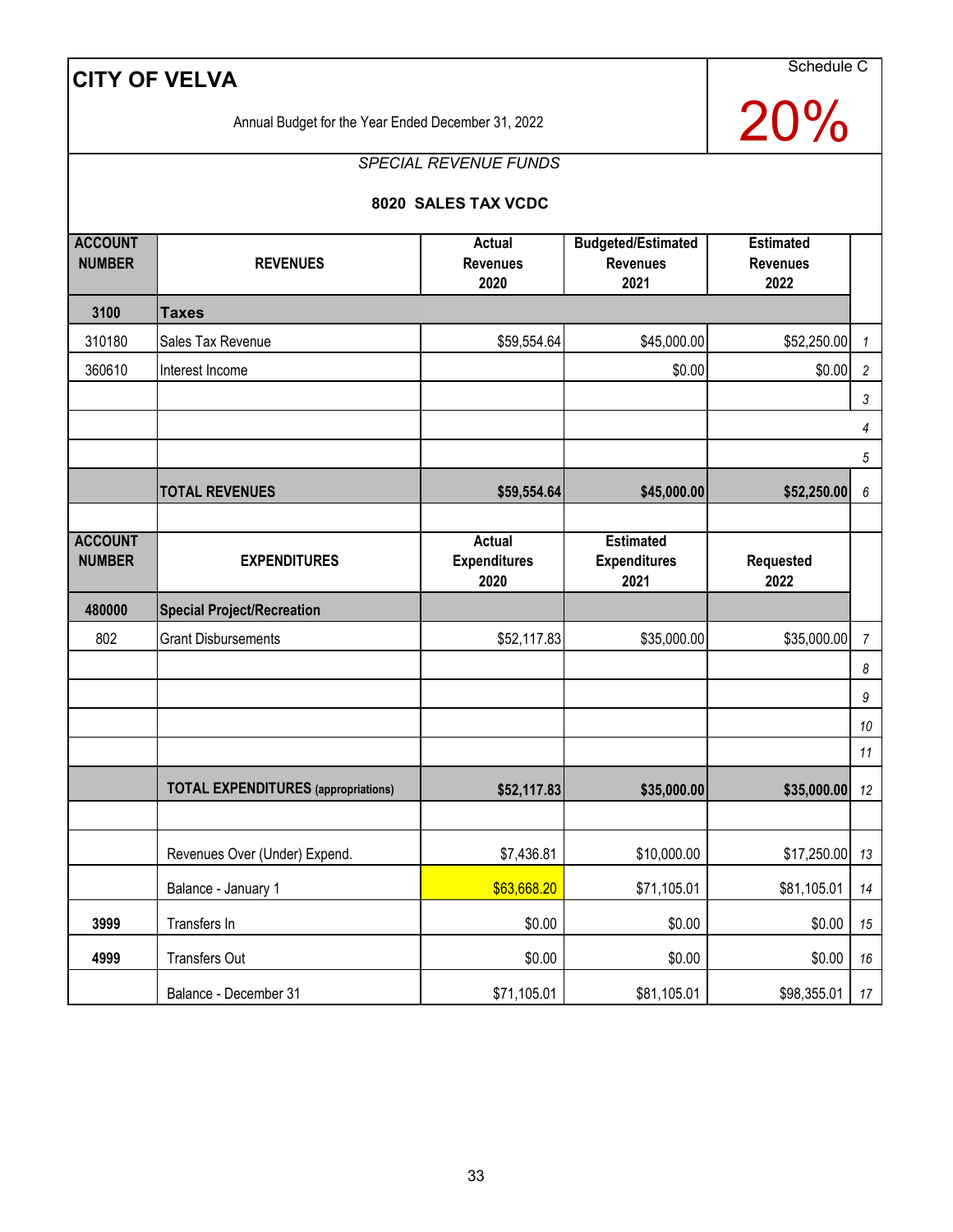# CITY OF VELVA

Schedule C

Annual Budget for the Year Ended December 31, 2022

20%

*SPECIAL REVENUE FUNDS*

**8020 SALES TAX VCDC**

| ACCOUNT NUMBER | REVENUES | Actual Revenues 2020 | Budgeted/Estimated Revenues 2021 | Estimated Revenues 2022 | |
|---|---|---|---|---|---|
| **3100** | **Taxes** | | | | |
| 310180 | Sales Tax Revenue | $59,554.64 | $45,000.00 | $52,250.00 | 1 |
| 360610 | Interest Income | | $0.00 | $0.00 | 2 |
| | | | | | 3 |
| | | | | | 4 |
| | | | | | 5 |
| | **TOTAL REVENUES** | **$59,554.64** | **$45,000.00** | **$52,250.00** | 6 |
| | | | | | |
| **ACCOUNT NUMBER** | **EXPENDITURES** | **Actual Expenditures 2020** | **Estimated Expenditures 2021** | **Requested 2022** | |
| **480000** | **Special Project/Recreation** | | | | |
| 802 | Grant Disbursements | $52,117.83 | $35,000.00 | $35,000.00 | 7 |
| | | | | | 8 |
| | | | | | 9 |
| | | | | | 10 |
| | | | | | 11 |
| | **TOTAL EXPENDITURES (appropriations)** | **$52,117.83** | **$35,000.00** | **$35,000.00** | 12 |
| | | | | | |
| | Revenues Over (Under) Expend. | $7,436.81 | $10,000.00 | $17,250.00 | 13 |
| | Balance - January 1 | $63,668.20 | $71,105.01 | $81,105.01 | 14 |
| **3999** | Transfers In | $0.00 | $0.00 | $0.00 | 15 |
| **4999** | Transfers Out | $0.00 | $0.00 | $0.00 | 16 |
| | Balance - December 31 | $71,105.01 | $81,105.01 | $98,355.01 | 17 |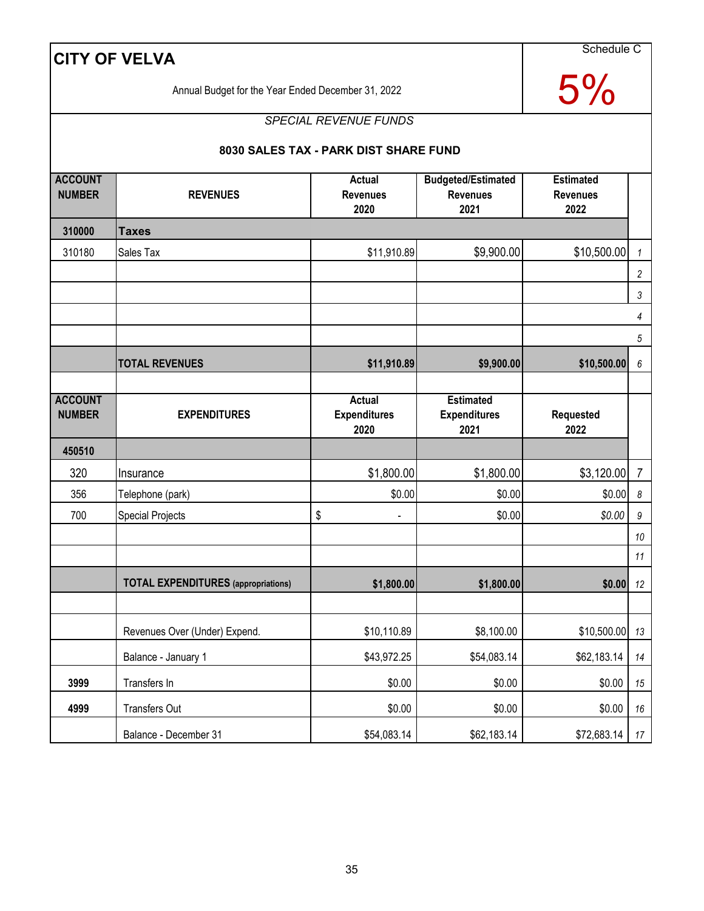# CITY OF VELVA

Schedule C

Annual Budget for the Year Ended December 31, 2022

5%

*SPECIAL REVENUE FUNDS*

### 8030 SALES TAX - PARK DIST SHARE FUND

| ACCOUNT NUMBER | REVENUES | Actual Revenues 2020 | Budgeted/Estimated Revenues 2021 | Estimated Revenues 2022 | |
|---|---|---|---|---|---|
| **310000** | **Taxes** | | | | |
| 310180 | Sales Tax | $11,910.89 | $9,900.00 | $10,500.00 | *1* |
| | | | | | *2* |
| | | | | | *3* |
| | | | | | *4* |
| | | | | | *5* |
| | **TOTAL REVENUES** | **$11,910.89** | **$9,900.00** | **$10,500.00** | *6* |
| | | | | | |
| **ACCOUNT NUMBER** | **EXPENDITURES** | **Actual Expenditures 2020** | **Estimated Expenditures 2021** | **Requested 2022** | |
| **450510** | | | | | |
| 320 | Insurance | $1,800.00 | $1,800.00 | $3,120.00 | 7 |
| 356 | Telephone (park) | $0.00 | $0.00 | $0.00 | *8* |
| 700 | Special Projects | $ - | $0.00 | *$0.00* | *9* |
| | | | | | *10* |
| | | | | | *11* |
| | **TOTAL EXPENDITURES (appropriations)** | **$1,800.00** | **$1,800.00** | **$0.00** | *12* |
| | | | | | |
| | Revenues Over (Under) Expend. | $10,110.89 | $8,100.00 | $10,500.00 | *13* |
| | Balance - January 1 | $43,972.25 | $54,083.14 | $62,183.14 | *14* |
| **3999** | Transfers In | $0.00 | $0.00 | $0.00 | *15* |
| **4999** | Transfers Out | $0.00 | $0.00 | $0.00 | *16* |
| | Balance - December 31 | $54,083.14 | $62,183.14 | $72,683.14 | *17* |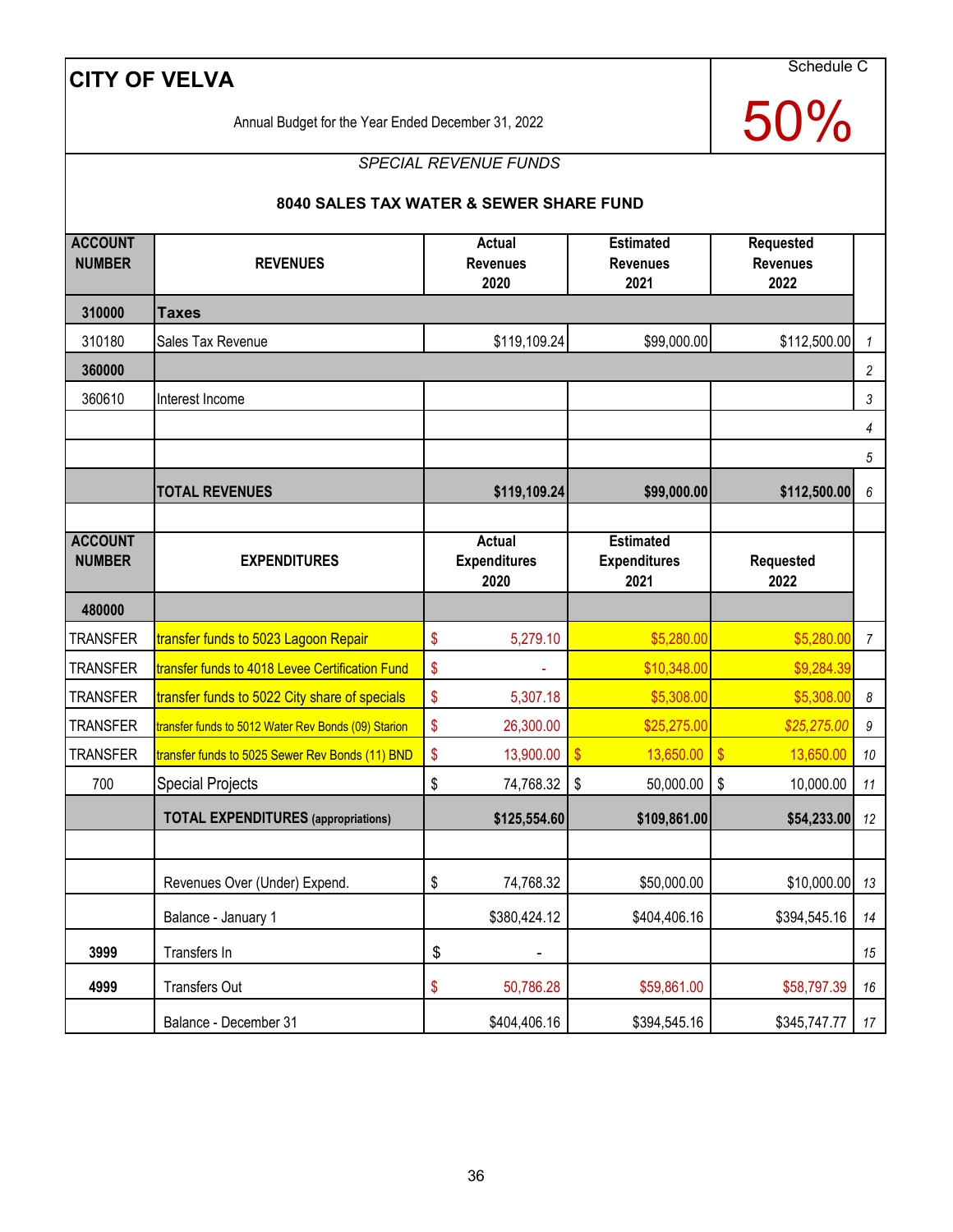# CITY OF VELVA

Schedule C

Annual Budget for the Year Ended December 31, 2022

50%

*SPECIAL REVENUE FUNDS*

**8040 SALES TAX WATER & SEWER SHARE FUND**

| ACCOUNT NUMBER | REVENUES | Actual Revenues 2020 | Estimated Revenues 2021 | Requested Revenues 2022 | |
|---|---|---|---|---|---|
| **310000** | **Taxes** | | | | |
| 310180 | Sales Tax Revenue | $119,109.24 | $99,000.00 | $112,500.00 | *1* |
| **360000** | | | | | *2* |
| 360610 | Interest Income | | | | *3* |
| | | | | | *4* |
| | | | | | *5* |
| | **TOTAL REVENUES** | **$119,109.24** | **$99,000.00** | **$112,500.00** | *6* |
| | | | | | |
| **ACCOUNT NUMBER** | **EXPENDITURES** | **Actual Expenditures 2020** | **Estimated Expenditures 2021** | **Requested 2022** | |
| **480000** | | | | | |
| TRANSFER | transfer funds to 5023 Lagoon Repair | $ 5,279.10 | $5,280.00 | $5,280.00 | *7* |
| TRANSFER | transfer funds to 4018 Levee Certification Fund | $ - | $10,348.00 | $9,284.39 | |
| TRANSFER | transfer funds to 5022 City share of specials | $ 5,307.18 | $5,308.00 | $5,308.00 | *8* |
| TRANSFER | transfer funds to 5012 Water Rev Bonds (09) Starion | $ 26,300.00 | $25,275.00 | *$25,275.00* | *9* |
| TRANSFER | transfer funds to 5025 Sewer Rev Bonds (11) BND | $ 13,900.00 | $ 13,650.00 | $ 13,650.00 | *10* |
| 700 | Special Projects | $ 74,768.32 | $ 50,000.00 | $ 10,000.00 | *11* |
| | **TOTAL EXPENDITURES** (appropriations) | **$125,554.60** | **$109,861.00** | **$54,233.00** | *12* |
| | | | | | |
| | Revenues Over (Under) Expend. | $ 74,768.32 | $50,000.00 | $10,000.00 | *13* |
| | Balance - January 1 | $380,424.12 | $404,406.16 | $394,545.16 | *14* |
| **3999** | Transfers In | $ - | | | *15* |
| **4999** | Transfers Out | $ 50,786.28 | $59,861.00 | $58,797.39 | *16* |
| | Balance - December 31 | $404,406.16 | $394,545.16 | $345,747.77 | *17* |